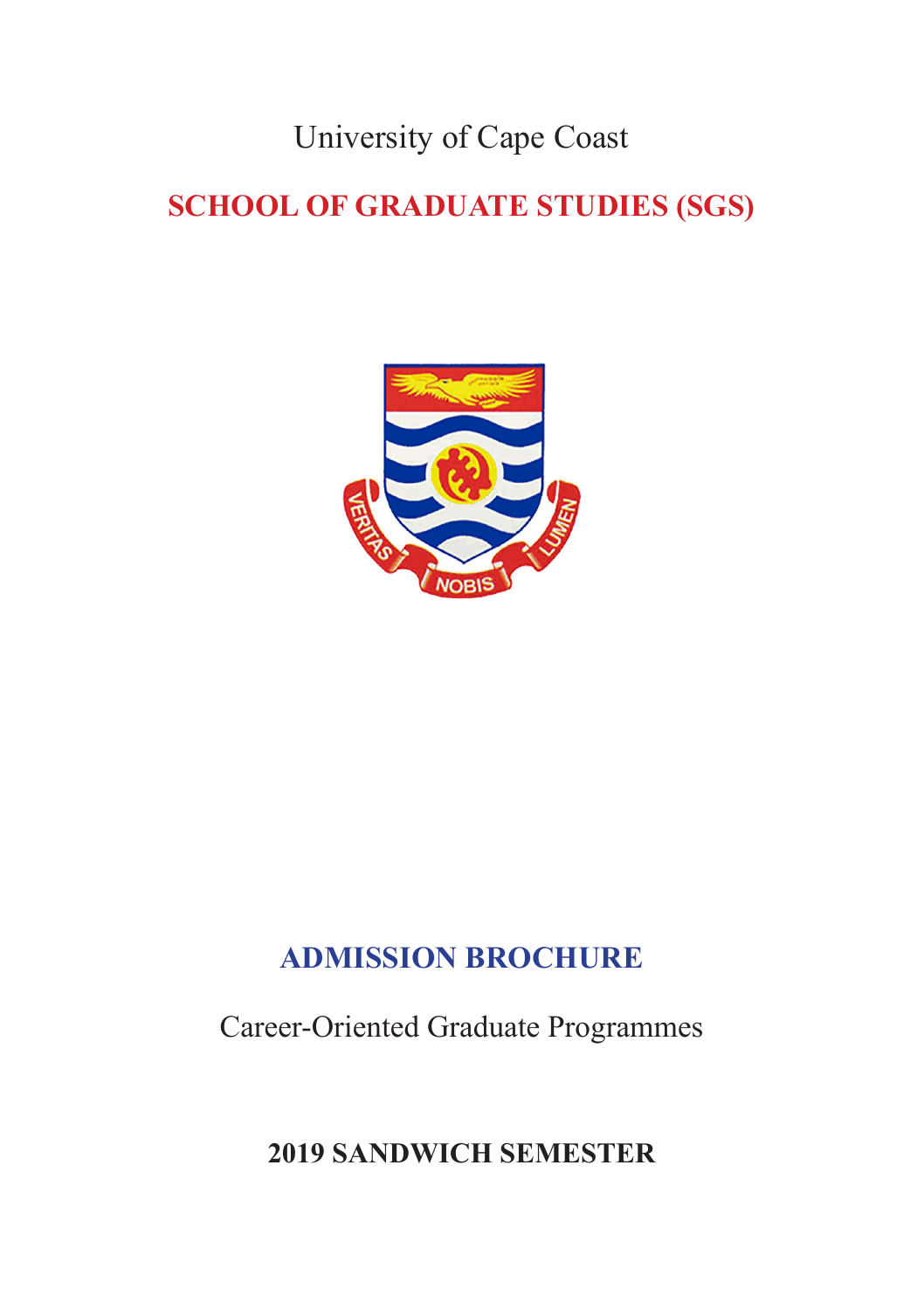University of Cape Coast

# SCHOOL OF GRADUATE STUDIES (SGS)

## ADMISSION BROCHURE

Career-Oriented Graduate Programmes

**2019 SANDWICH SEMESTER**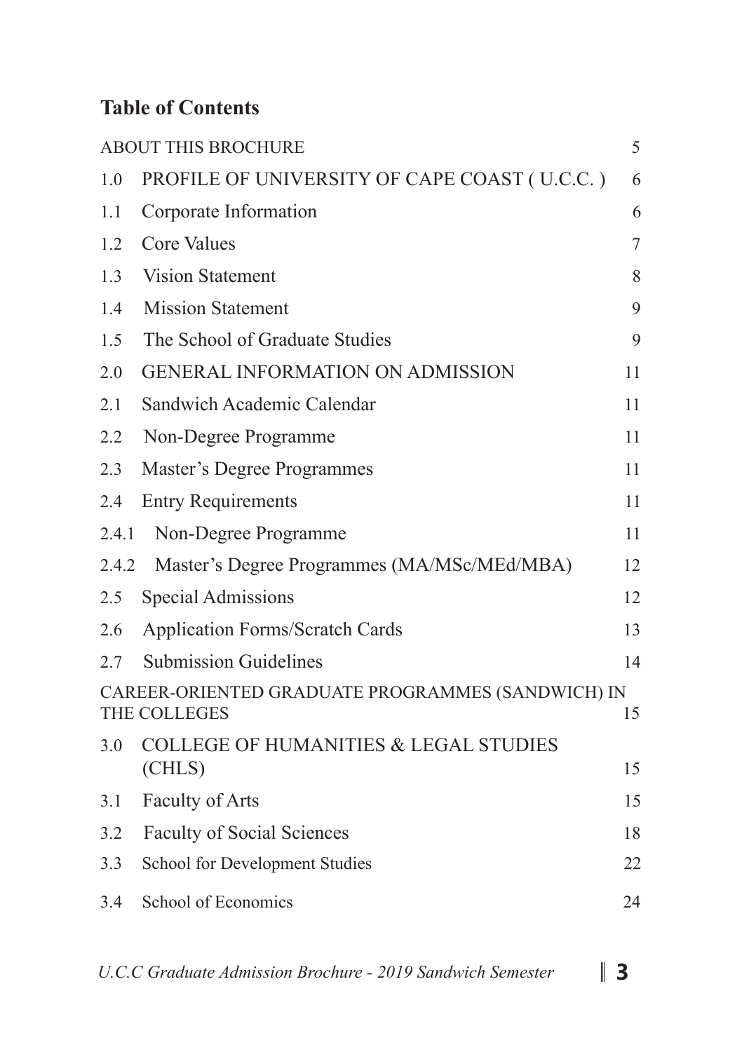## Table of Contents

| | | |
|---|---|---|
| ABOUT THIS BROCHURE | | 5 |
| 1.0 | PROFILE OF UNIVERSITY OF CAPE COAST ( U.C.C. ) | 6 |
| 1.1 | Corporate Information | 6 |
| 1.2 | Core Values | 7 |
| 1.3 | Vision Statement | 8 |
| 1.4 | Mission Statement | 9 |
| 1.5 | The School of Graduate Studies | 9 |
| 2.0 | GENERAL INFORMATION ON ADMISSION | 11 |
| 2.1 | Sandwich Academic Calendar | 11 |
| 2.2 | Non-Degree Programme | 11 |
| 2.3 | Master's Degree Programmes | 11 |
| 2.4 | Entry Requirements | 11 |
| 2.4.1 | Non-Degree Programme | 11 |
| 2.4.2 | Master's Degree Programmes (MA/MSc/MEd/MBA) | 12 |
| 2.5 | Special Admissions | 12 |
| 2.6 | Application Forms/Scratch Cards | 13 |
| 2.7 | Submission Guidelines | 14 |
| CAREER-ORIENTED GRADUATE PROGRAMMES (SANDWICH) IN THE COLLEGES | | 15 |
| 3.0 | COLLEGE OF HUMANITIES & LEGAL STUDIES (CHLS) | 15 |
| 3.1 | Faculty of Arts | 15 |
| 3.2 | Faculty of Social Sciences | 18 |
| 3.3 | School for Development Studies | 22 |
| 3.4 | School of Economics | 24 |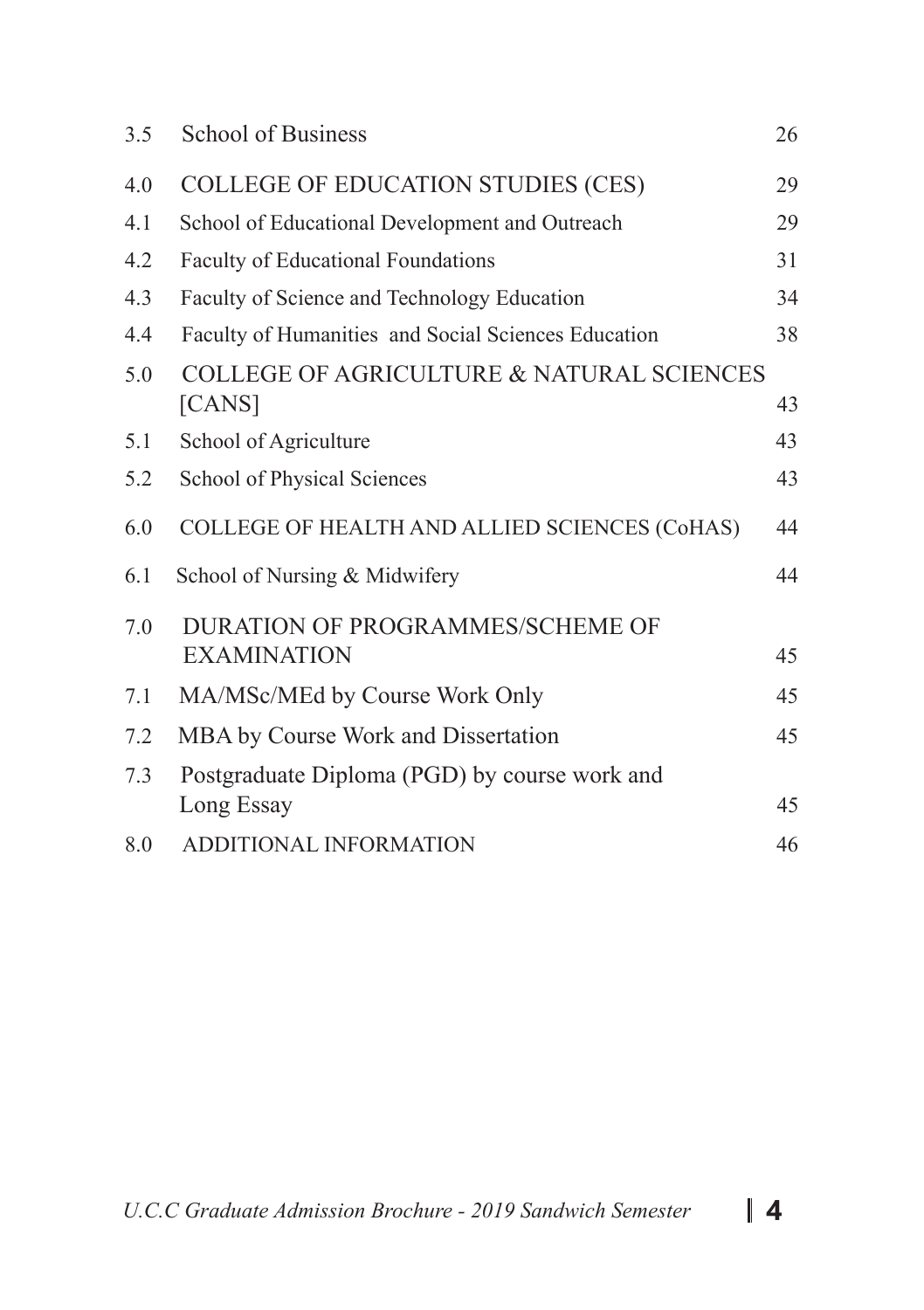| | | |
|---|---|---|
| 3.5 | School of Business | 26 |
| 4.0 | COLLEGE OF EDUCATION STUDIES (CES) | 29 |
| 4.1 | School of Educational Development and Outreach | 29 |
| 4.2 | Faculty of Educational Foundations | 31 |
| 4.3 | Faculty of Science and Technology Education | 34 |
| 4.4 | Faculty of Humanities and Social Sciences Education | 38 |
| 5.0 | COLLEGE OF AGRICULTURE & NATURAL SCIENCES [CANS] | 43 |
| 5.1 | School of Agriculture | 43 |
| 5.2 | School of Physical Sciences | 43 |
| 6.0 | COLLEGE OF HEALTH AND ALLIED SCIENCES (CoHAS) | 44 |
| 6.1 | School of Nursing & Midwifery | 44 |
| 7.0 | DURATION OF PROGRAMMES/SCHEME OF EXAMINATION | 45 |
| 7.1 | MA/MSc/MEd by Course Work Only | 45 |
| 7.2 | MBA by Course Work and Dissertation | 45 |
| 7.3 | Postgraduate Diploma (PGD) by course work and Long Essay | 45 |
| 8.0 | ADDITIONAL INFORMATION | 46 |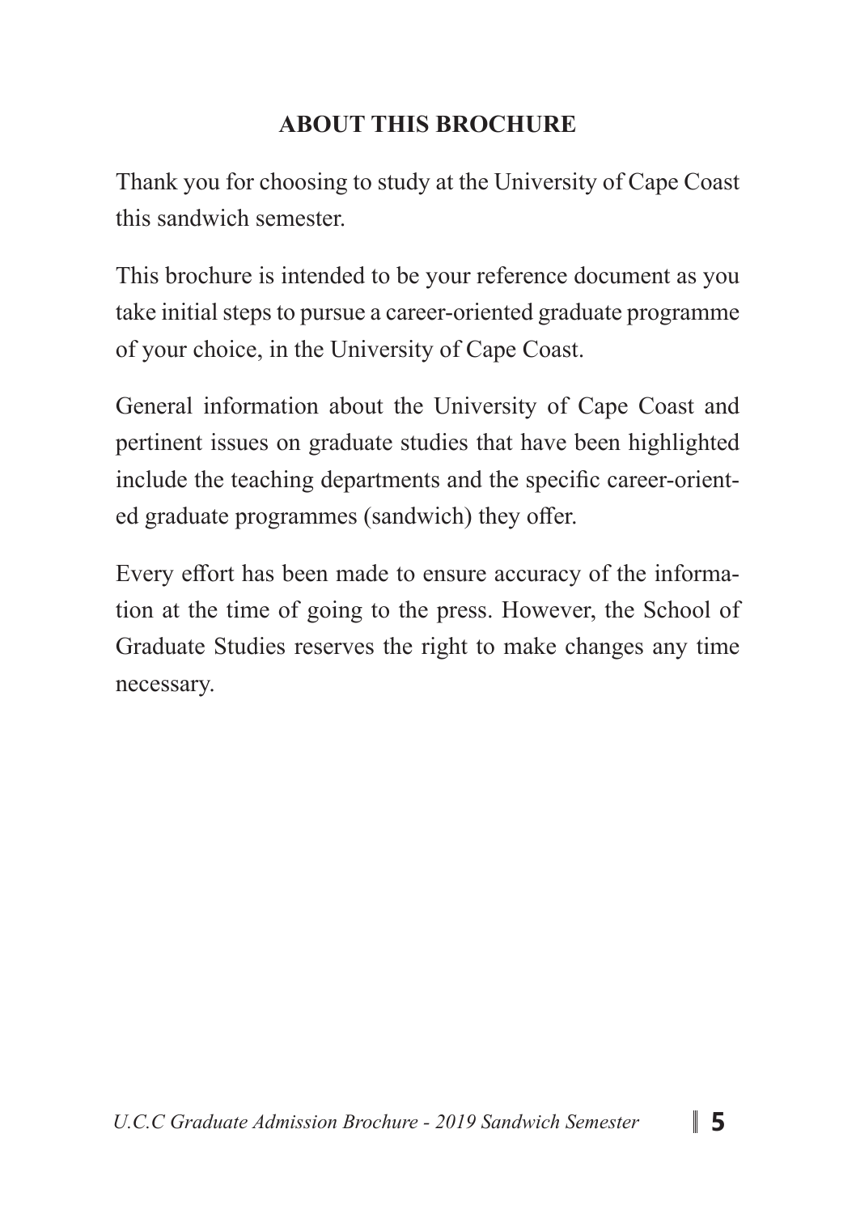## ABOUT THIS BROCHURE

Thank you for choosing to study at the University of Cape Coast this sandwich semester.

This brochure is intended to be your reference document as you take initial steps to pursue a career-oriented graduate programme of your choice, in the University of Cape Coast.

General information about the University of Cape Coast and pertinent issues on graduate studies that have been highlighted include the teaching departments and the specific career-oriented graduate programmes (sandwich) they offer.

Every effort has been made to ensure accuracy of the information at the time of going to the press. However, the School of Graduate Studies reserves the right to make changes any time necessary.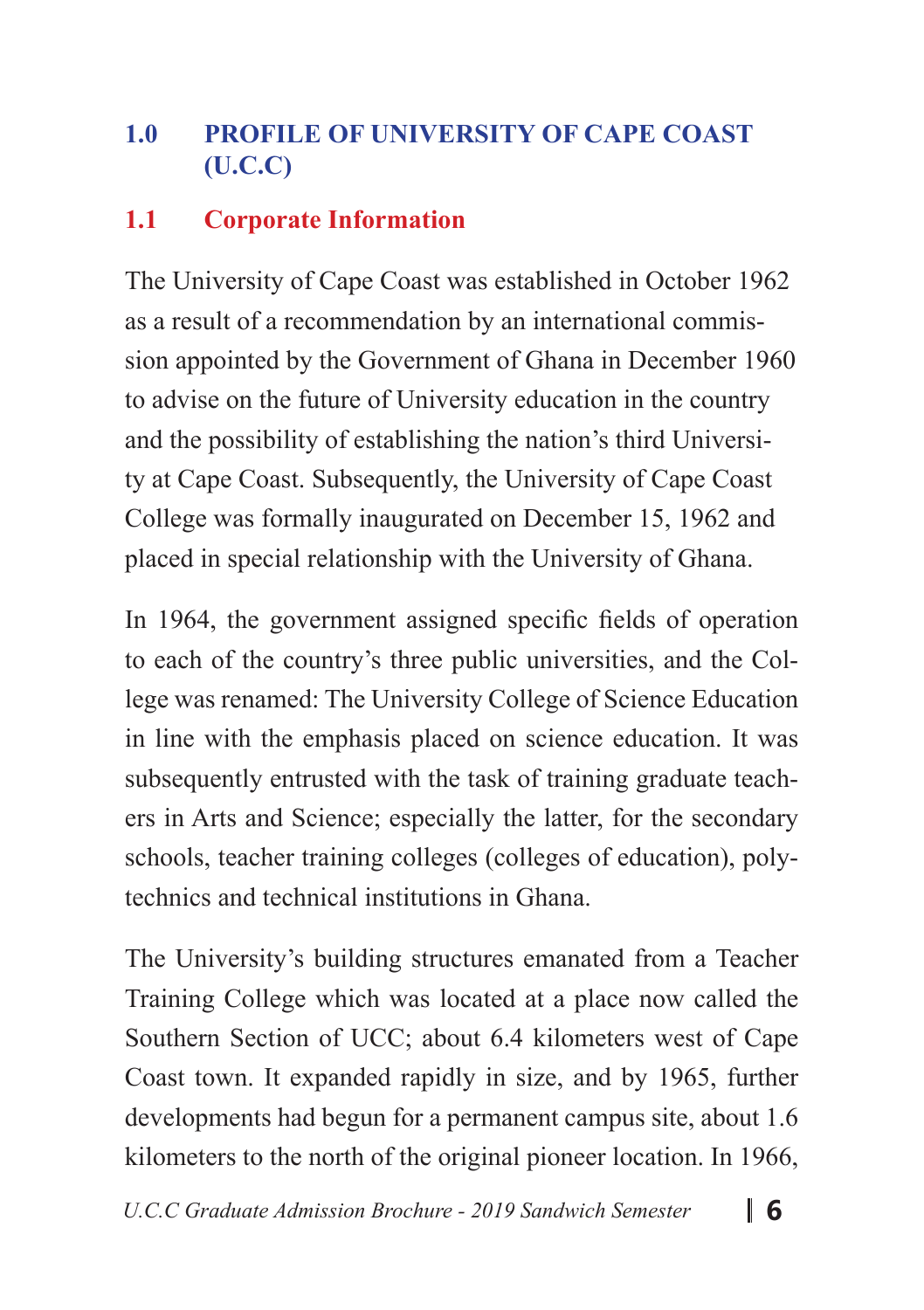# 1.0 PROFILE OF UNIVERSITY OF CAPE COAST (U.C.C)

## 1.1 Corporate Information

The University of Cape Coast was established in October 1962 as a result of a recommendation by an international commission appointed by the Government of Ghana in December 1960 to advise on the future of University education in the country and the possibility of establishing the nation's third University at Cape Coast. Subsequently, the University of Cape Coast College was formally inaugurated on December 15, 1962 and placed in special relationship with the University of Ghana.

In 1964, the government assigned specific fields of operation to each of the country's three public universities, and the College was renamed: The University College of Science Education in line with the emphasis placed on science education. It was subsequently entrusted with the task of training graduate teachers in Arts and Science; especially the latter, for the secondary schools, teacher training colleges (colleges of education), polytechnics and technical institutions in Ghana.

The University's building structures emanated from a Teacher Training College which was located at a place now called the Southern Section of UCC; about 6.4 kilometers west of Cape Coast town. It expanded rapidly in size, and by 1965, further developments had begun for a permanent campus site, about 1.6 kilometers to the north of the original pioneer location. In 1966,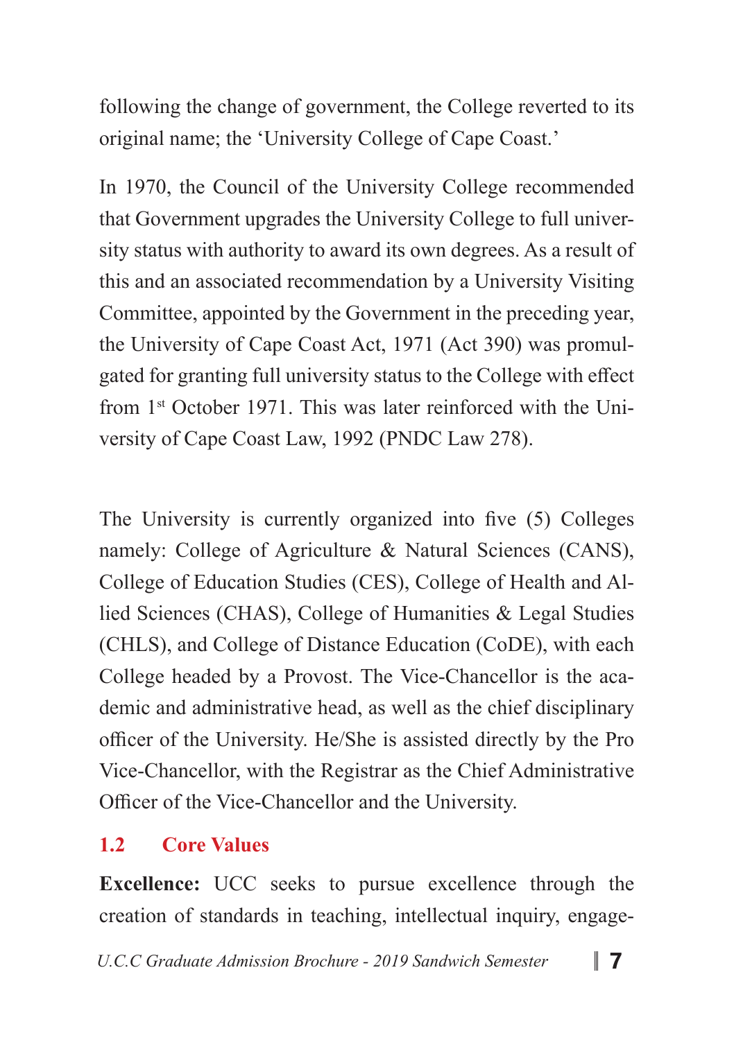following the change of government, the College reverted to its original name; the 'University College of Cape Coast.'

In 1970, the Council of the University College recommended that Government upgrades the University College to full university status with authority to award its own degrees. As a result of this and an associated recommendation by a University Visiting Committee, appointed by the Government in the preceding year, the University of Cape Coast Act, 1971 (Act 390) was promulgated for granting full university status to the College with effect from 1st October 1971. This was later reinforced with the University of Cape Coast Law, 1992 (PNDC Law 278).

The University is currently organized into five (5) Colleges namely: College of Agriculture & Natural Sciences (CANS), College of Education Studies (CES), College of Health and Allied Sciences (CHAS), College of Humanities & Legal Studies (CHLS), and College of Distance Education (CoDE), with each College headed by a Provost. The Vice-Chancellor is the academic and administrative head, as well as the chief disciplinary officer of the University. He/She is assisted directly by the Pro Vice-Chancellor, with the Registrar as the Chief Administrative Officer of the Vice-Chancellor and the University.

## 1.2 Core Values

**Excellence:** UCC seeks to pursue excellence through the creation of standards in teaching, intellectual inquiry, engage-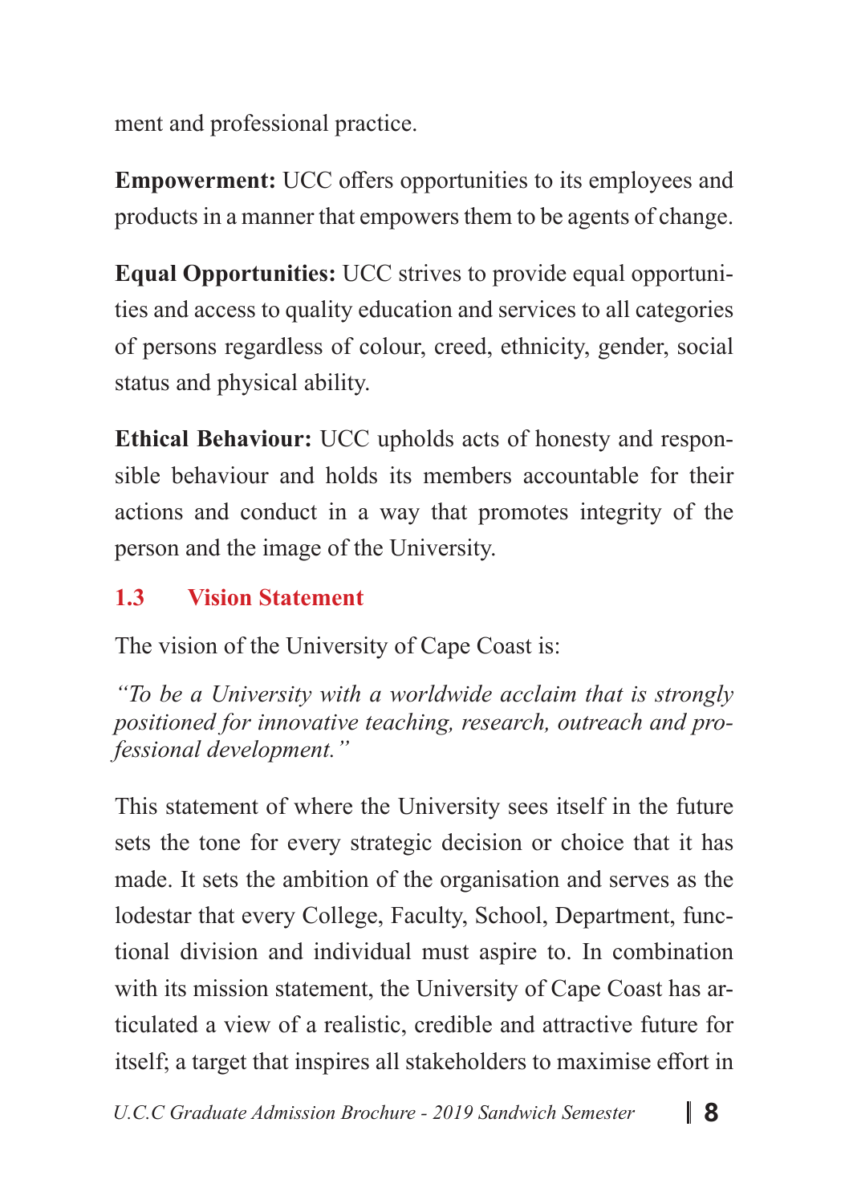ment and professional practice.

**Empowerment:** UCC offers opportunities to its employees and products in a manner that empowers them to be agents of change.

**Equal Opportunities:** UCC strives to provide equal opportunities and access to quality education and services to all categories of persons regardless of colour, creed, ethnicity, gender, social status and physical ability.

**Ethical Behaviour:** UCC upholds acts of honesty and responsible behaviour and holds its members accountable for their actions and conduct in a way that promotes integrity of the person and the image of the University.

## 1.3 Vision Statement

The vision of the University of Cape Coast is:

*"To be a University with a worldwide acclaim that is strongly positioned for innovative teaching, research, outreach and professional development."*

This statement of where the University sees itself in the future sets the tone for every strategic decision or choice that it has made. It sets the ambition of the organisation and serves as the lodestar that every College, Faculty, School, Department, functional division and individual must aspire to. In combination with its mission statement, the University of Cape Coast has articulated a view of a realistic, credible and attractive future for itself; a target that inspires all stakeholders to maximise effort in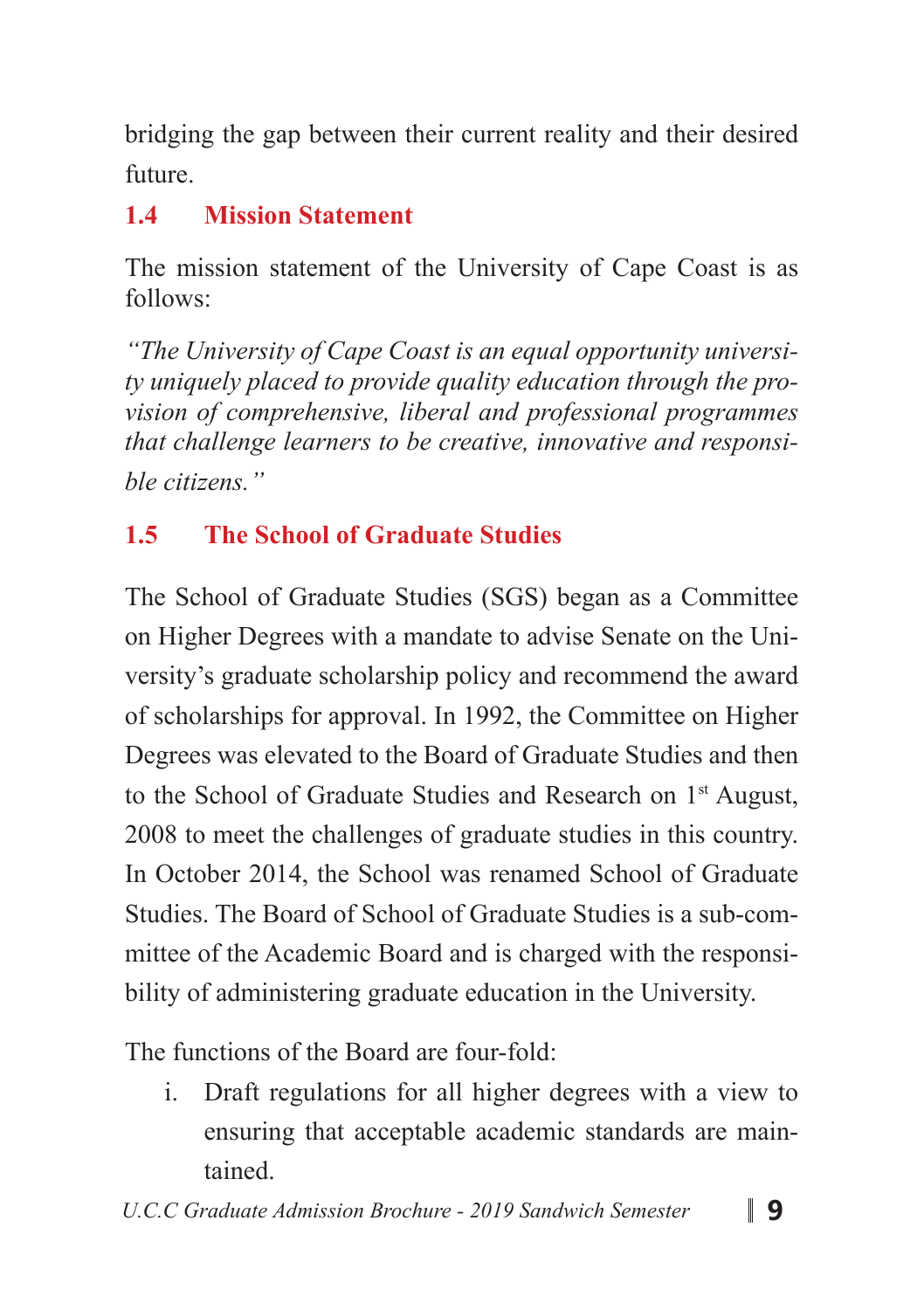bridging the gap between their current reality and their desired future.

## 1.4 Mission Statement

The mission statement of the University of Cape Coast is as follows:

*"The University of Cape Coast is an equal opportunity university uniquely placed to provide quality education through the provision of comprehensive, liberal and professional programmes that challenge learners to be creative, innovative and responsible citizens."*

## 1.5 The School of Graduate Studies

The School of Graduate Studies (SGS) began as a Committee on Higher Degrees with a mandate to advise Senate on the University's graduate scholarship policy and recommend the award of scholarships for approval. In 1992, the Committee on Higher Degrees was elevated to the Board of Graduate Studies and then to the School of Graduate Studies and Research on 1st August, 2008 to meet the challenges of graduate studies in this country. In October 2014, the School was renamed School of Graduate Studies. The Board of School of Graduate Studies is a sub-committee of the Academic Board and is charged with the responsibility of administering graduate education in the University.

The functions of the Board are four-fold:

i. Draft regulations for all higher degrees with a view to ensuring that acceptable academic standards are maintained.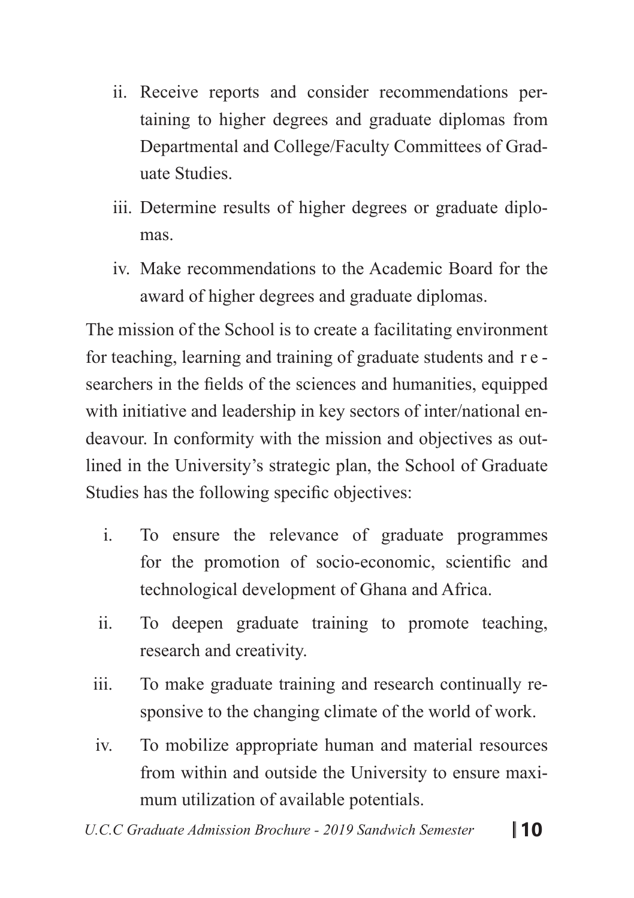ii. Receive reports and consider recommendations pertaining to higher degrees and graduate diplomas from Departmental and College/Faculty Committees of Graduate Studies.

iii. Determine results of higher degrees or graduate diplomas.

iv. Make recommendations to the Academic Board for the award of higher degrees and graduate diplomas.

The mission of the School is to create a facilitating environment for teaching, learning and training of graduate students and researchers in the fields of the sciences and humanities, equipped with initiative and leadership in key sectors of inter/national endeavour. In conformity with the mission and objectives as outlined in the University's strategic plan, the School of Graduate Studies has the following specific objectives:

i. To ensure the relevance of graduate programmes for the promotion of socio-economic, scientific and technological development of Ghana and Africa.

ii. To deepen graduate training to promote teaching, research and creativity.

iii. To make graduate training and research continually responsive to the changing climate of the world of work.

iv. To mobilize appropriate human and material resources from within and outside the University to ensure maximum utilization of available potentials.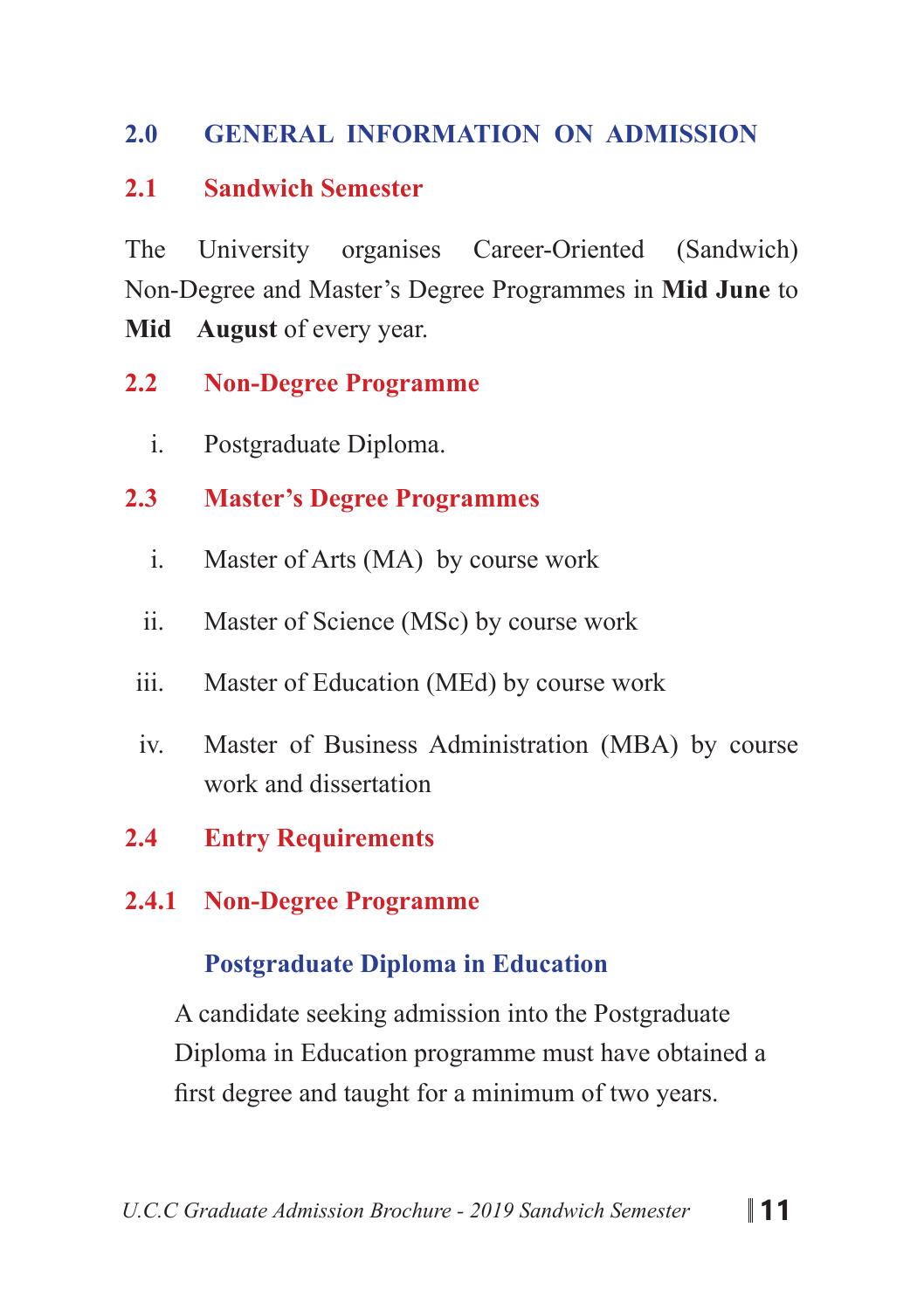## 2.0 GENERAL INFORMATION ON ADMISSION

### 2.1 Sandwich Semester

The University organises Career-Oriented (Sandwich) Non-Degree and Master's Degree Programmes in **Mid June** to **Mid August** of every year.

### 2.2 Non-Degree Programme

i. Postgraduate Diploma.

### 2.3 Master's Degree Programmes

i. Master of Arts (MA) by course work

ii. Master of Science (MSc) by course work

iii. Master of Education (MEd) by course work

iv. Master of Business Administration (MBA) by course work and dissertation

### 2.4 Entry Requirements

#### 2.4.1 Non-Degree Programme

**Postgraduate Diploma in Education**

A candidate seeking admission into the Postgraduate Diploma in Education programme must have obtained a first degree and taught for a minimum of two years.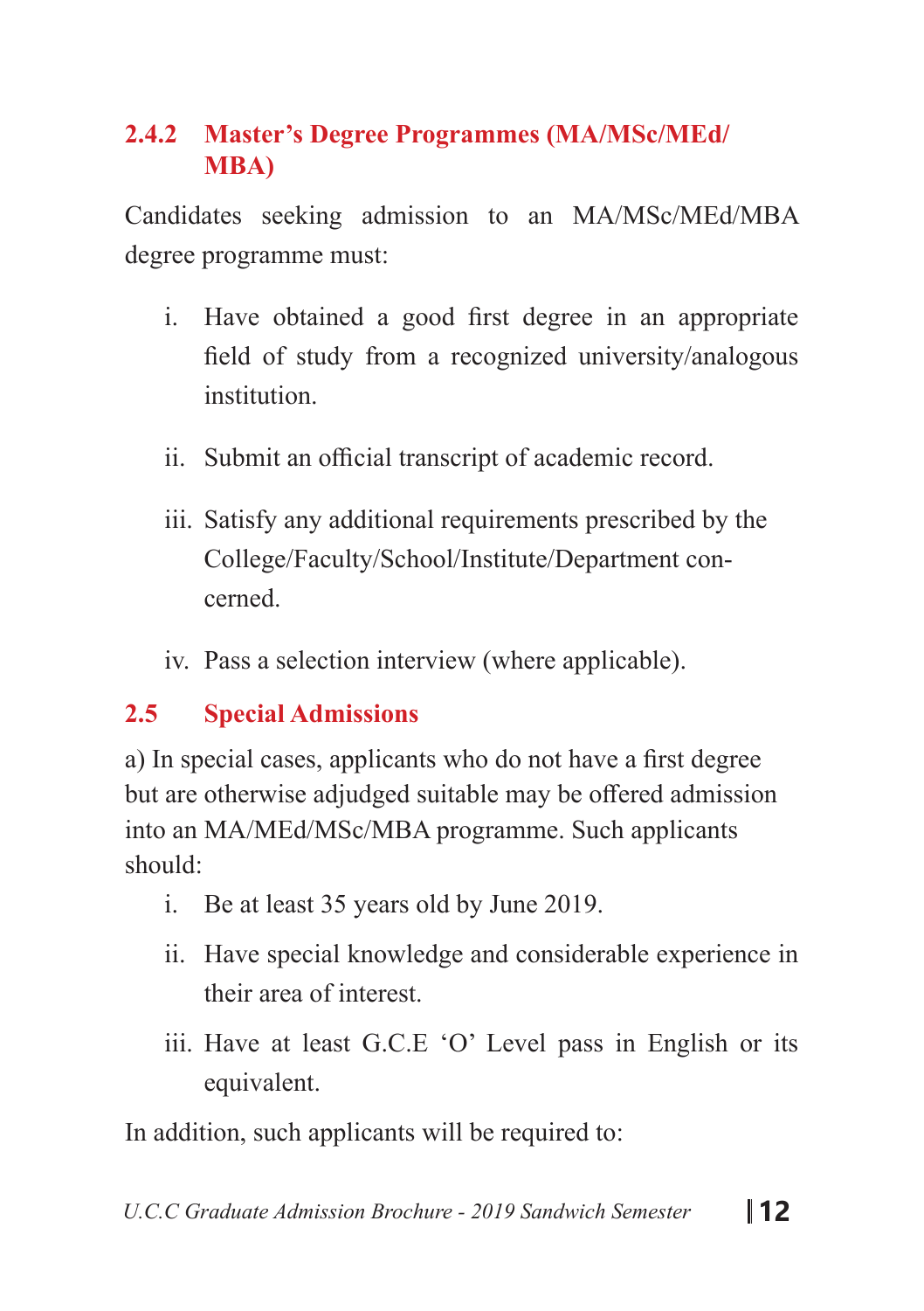### 2.4.2 Master's Degree Programmes (MA/MSc/MEd/MBA)

Candidates seeking admission to an MA/MSc/MEd/MBA degree programme must:

1. Have obtained a good first degree in an appropriate field of study from a recognized university/analogous institution.
2. Submit an official transcript of academic record.
3. Satisfy any additional requirements prescribed by the College/Faculty/School/Institute/Department concerned.
4. Pass a selection interview (where applicable).

## 2.5 Special Admissions

a) In special cases, applicants who do not have a first degree but are otherwise adjudged suitable may be offered admission into an MA/MEd/MSc/MBA programme. Such applicants should:

1. Be at least 35 years old by June 2019.
2. Have special knowledge and considerable experience in their area of interest.
3. Have at least G.C.E 'O' Level pass in English or its equivalent.

In addition, such applicants will be required to: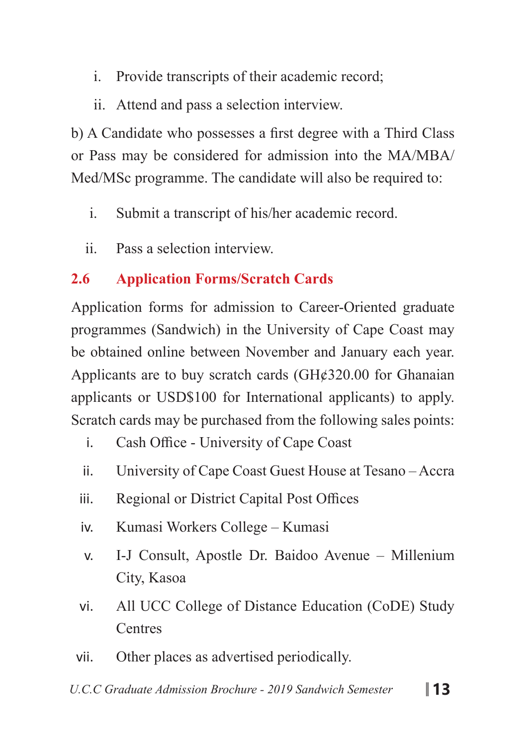i. Provide transcripts of their academic record;
ii. Attend and pass a selection interview.

b) A Candidate who possesses a first degree with a Third Class or Pass may be considered for admission into the MA/MBA/ Med/MSc programme. The candidate will also be required to:

i. Submit a transcript of his/her academic record.
ii. Pass a selection interview.

## 2.6 Application Forms/Scratch Cards

Application forms for admission to Career-Oriented graduate programmes (Sandwich) in the University of Cape Coast may be obtained online between November and January each year. Applicants are to buy scratch cards (GH¢320.00 for Ghanaian applicants or USD$100 for International applicants) to apply. Scratch cards may be purchased from the following sales points:

i. Cash Office - University of Cape Coast
ii. University of Cape Coast Guest House at Tesano – Accra
iii. Regional or District Capital Post Offices
iv. Kumasi Workers College – Kumasi
v. I-J Consult, Apostle Dr. Baidoo Avenue – Millenium City, Kasoa
vi. All UCC College of Distance Education (CoDE) Study Centres
vii. Other places as advertised periodically.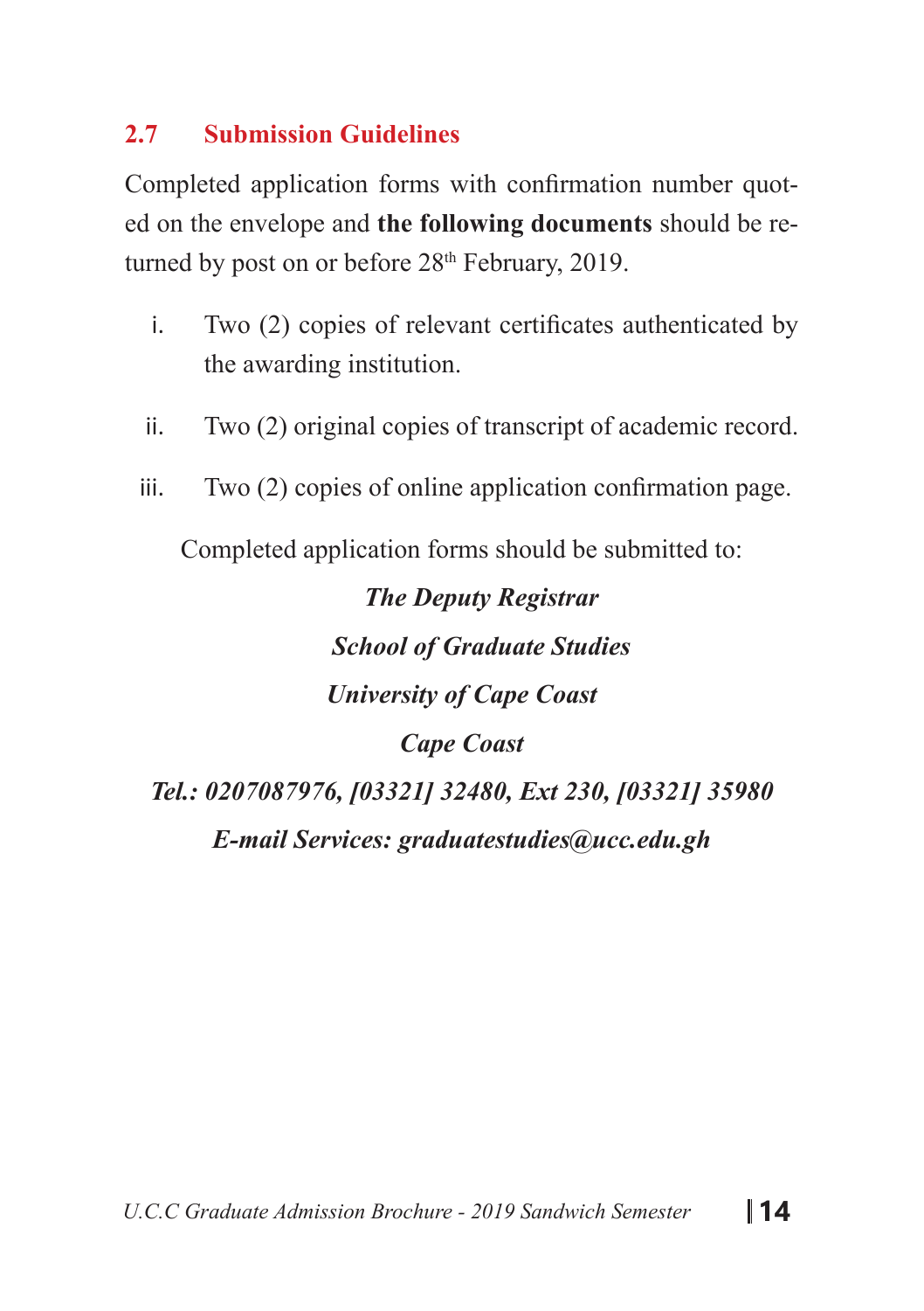## 2.7 Submission Guidelines

Completed application forms with confirmation number quoted on the envelope and **the following documents** should be returned by post on or before 28th February, 2019.

i. Two (2) copies of relevant certificates authenticated by the awarding institution.

ii. Two (2) original copies of transcript of academic record.

iii. Two (2) copies of online application confirmation page.

Completed application forms should be submitted to:

***The Deputy Registrar***
***School of Graduate Studies***
***University of Cape Coast***
***Cape Coast***
***Tel.: 0207087976, [03321] 32480, Ext 230, [03321] 35980***
***E-mail Services: graduatestudies@ucc.edu.gh***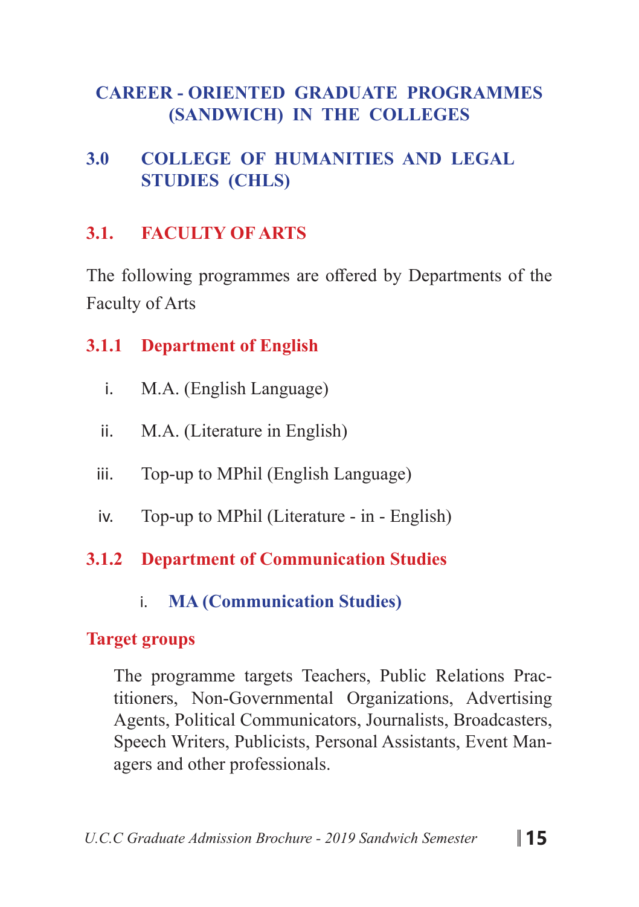# CAREER - ORIENTED GRADUATE PROGRAMMES (SANDWICH) IN THE COLLEGES

## 3.0 COLLEGE OF HUMANITIES AND LEGAL STUDIES (CHLS)

### 3.1. FACULTY OF ARTS

The following programmes are offered by Departments of the Faculty of Arts

#### 3.1.1 Department of English

i. M.A. (English Language)

ii. M.A. (Literature in English)

iii. Top-up to MPhil (English Language)

iv. Top-up to MPhil (Literature - in - English)

#### 3.1.2 Department of Communication Studies

i. **MA (Communication Studies)**

**Target groups**

The programme targets Teachers, Public Relations Practitioners, Non-Governmental Organizations, Advertising Agents, Political Communicators, Journalists, Broadcasters, Speech Writers, Publicists, Personal Assistants, Event Managers and other professionals.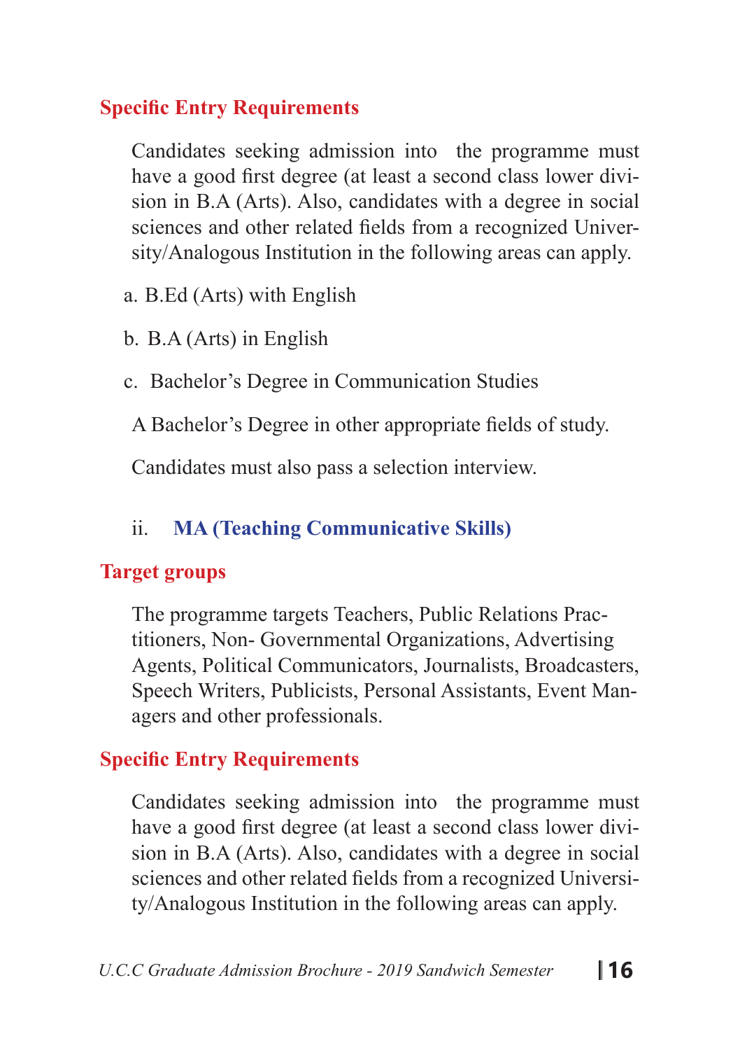### Specific Entry Requirements

Candidates seeking admission into the programme must have a good first degree (at least a second class lower division in B.A (Arts). Also, candidates with a degree in social sciences and other related fields from a recognized University/Analogous Institution in the following areas can apply.

a. B.Ed (Arts) with English

b. B.A (Arts) in English

c. Bachelor's Degree in Communication Studies

A Bachelor's Degree in other appropriate fields of study.

Candidates must also pass a selection interview.

## ii. MA (Teaching Communicative Skills)

### Target groups

The programme targets Teachers, Public Relations Practitioners, Non- Governmental Organizations, Advertising Agents, Political Communicators, Journalists, Broadcasters, Speech Writers, Publicists, Personal Assistants, Event Managers and other professionals.

### Specific Entry Requirements

Candidates seeking admission into the programme must have a good first degree (at least a second class lower division in B.A (Arts). Also, candidates with a degree in social sciences and other related fields from a recognized University/Analogous Institution in the following areas can apply.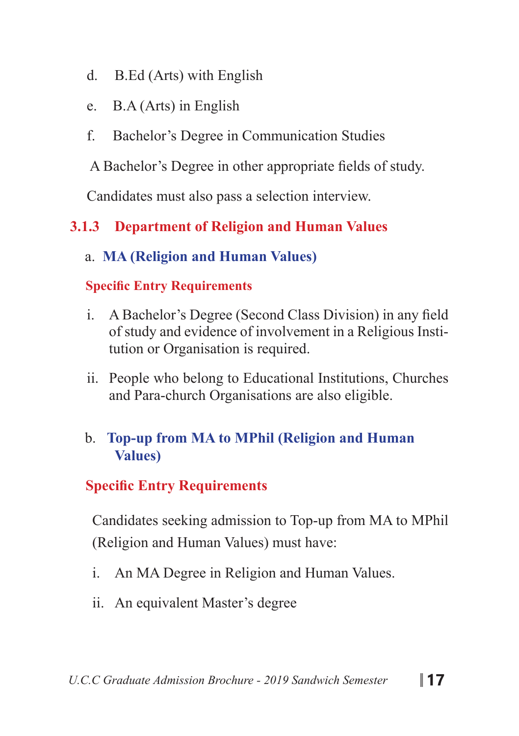d. B.Ed (Arts) with English

e. B.A (Arts) in English

f. Bachelor's Degree in Communication Studies

A Bachelor's Degree in other appropriate fields of study.

Candidates must also pass a selection interview.

### 3.1.3 Department of Religion and Human Values

#### a. MA (Religion and Human Values)

**Specific Entry Requirements**

i. A Bachelor's Degree (Second Class Division) in any field of study and evidence of involvement in a Religious Institution or Organisation is required.

ii. People who belong to Educational Institutions, Churches and Para-church Organisations are also eligible.

#### b. Top-up from MA to MPhil (Religion and Human Values)

**Specific Entry Requirements**

Candidates seeking admission to Top-up from MA to MPhil (Religion and Human Values) must have:

i. An MA Degree in Religion and Human Values.

ii. An equivalent Master's degree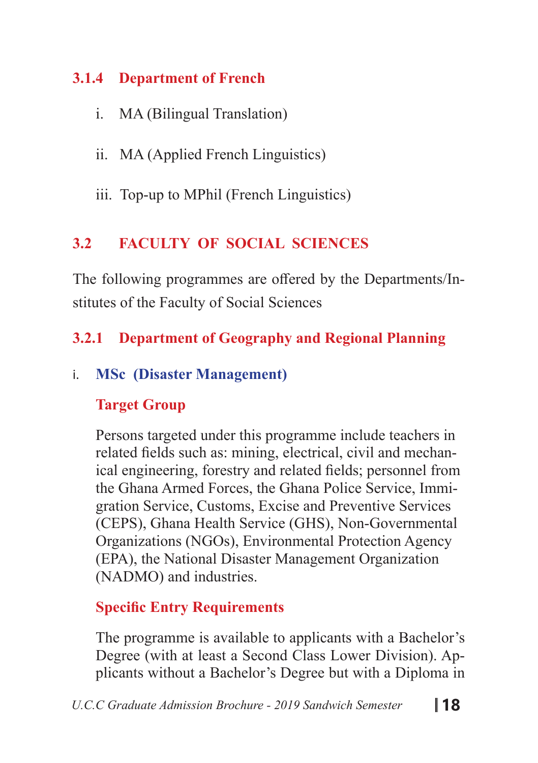### 3.1.4 Department of French

i. MA (Bilingual Translation)

ii. MA (Applied French Linguistics)

iii. Top-up to MPhil (French Linguistics)

## 3.2 FACULTY OF SOCIAL SCIENCES

The following programmes are offered by the Departments/Institutes of the Faculty of Social Sciences

### 3.2.1 Department of Geography and Regional Planning

i. **MSc (Disaster Management)**

**Target Group**

Persons targeted under this programme include teachers in related fields such as: mining, electrical, civil and mechanical engineering, forestry and related fields; personnel from the Ghana Armed Forces, the Ghana Police Service, Immigration Service, Customs, Excise and Preventive Services (CEPS), Ghana Health Service (GHS), Non-Governmental Organizations (NGOs), Environmental Protection Agency (EPA), the National Disaster Management Organization (NADMO) and industries.

**Specific Entry Requirements**

The programme is available to applicants with a Bachelor's Degree (with at least a Second Class Lower Division). Applicants without a Bachelor's Degree but with a Diploma in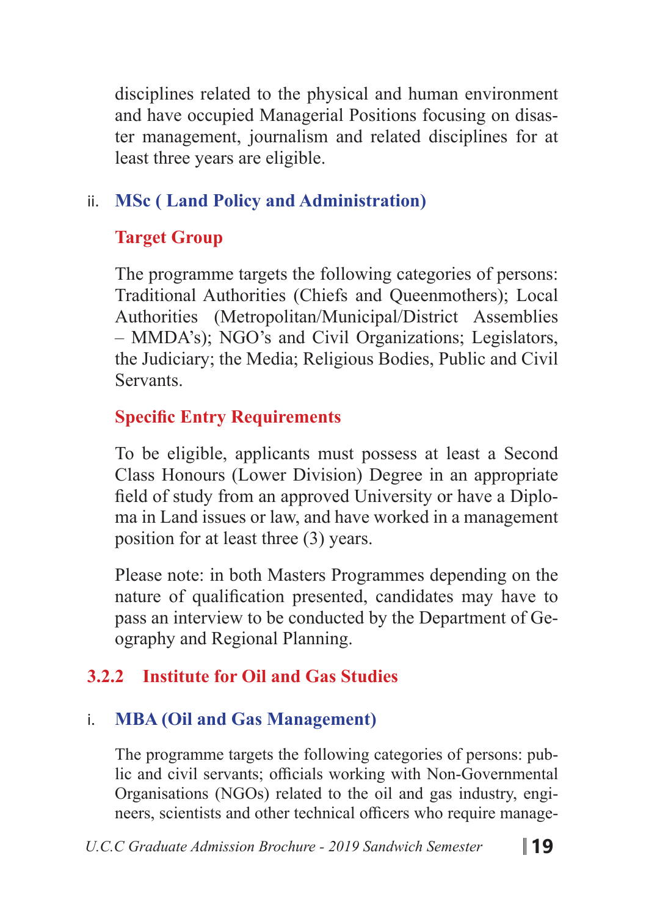disciplines related to the physical and human environment and have occupied Managerial Positions focusing on disaster management, journalism and related disciplines for at least three years are eligible.

### ii. MSc ( Land Policy and Administration)

#### Target Group

The programme targets the following categories of persons: Traditional Authorities (Chiefs and Queenmothers); Local Authorities (Metropolitan/Municipal/District Assemblies – MMDA's); NGO's and Civil Organizations; Legislators, the Judiciary; the Media; Religious Bodies, Public and Civil Servants.

#### Specific Entry Requirements

To be eligible, applicants must possess at least a Second Class Honours (Lower Division) Degree in an appropriate field of study from an approved University or have a Diploma in Land issues or law, and have worked in a management position for at least three (3) years.

Please note: in both Masters Programmes depending on the nature of qualification presented, candidates may have to pass an interview to be conducted by the Department of Geography and Regional Planning.

## 3.2.2 Institute for Oil and Gas Studies

### i. MBA (Oil and Gas Management)

The programme targets the following categories of persons: public and civil servants; officials working with Non-Governmental Organisations (NGOs) related to the oil and gas industry, engineers, scientists and other technical officers who require manage-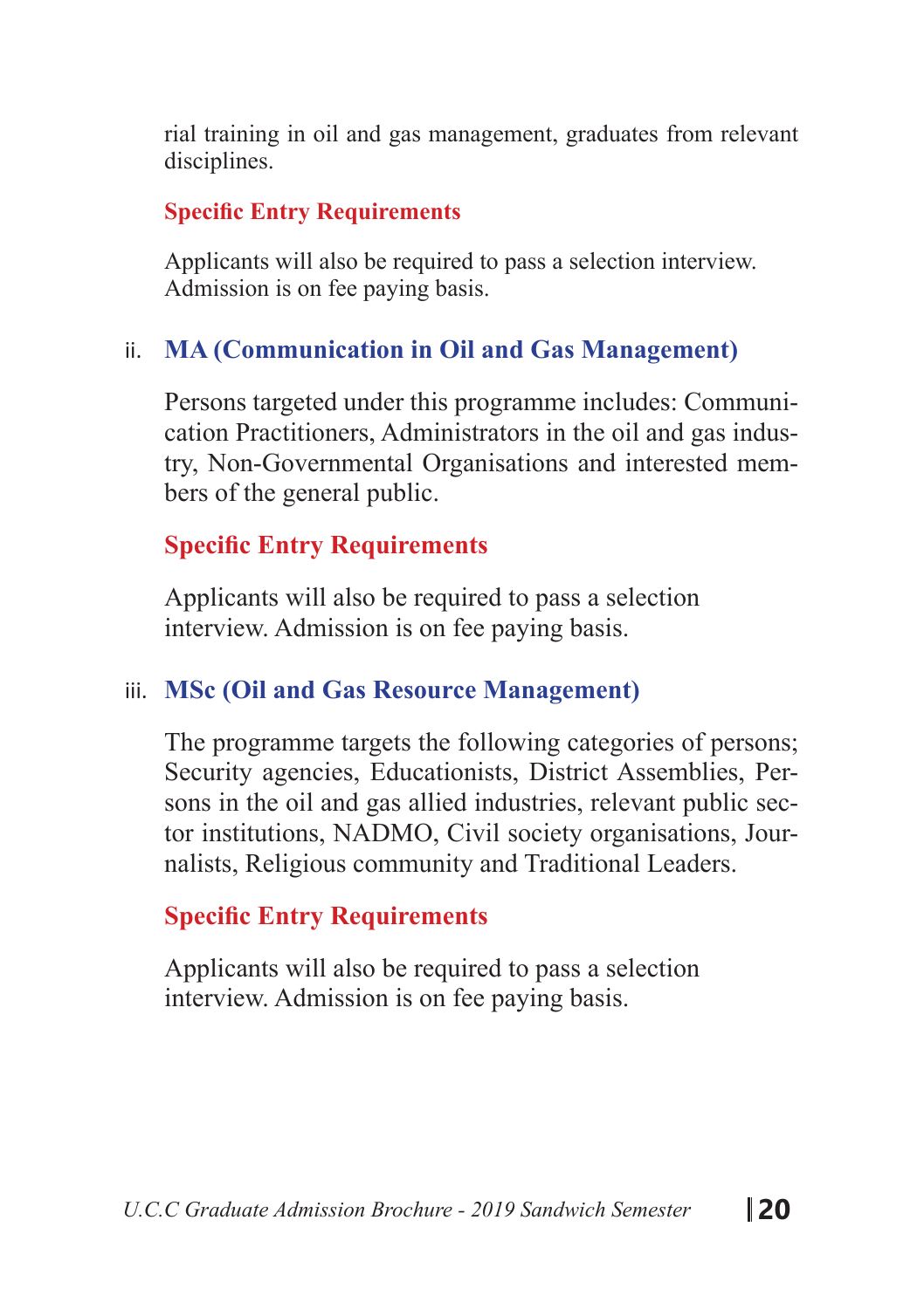rial training in oil and gas management, graduates from relevant disciplines.

**Specific Entry Requirements**

Applicants will also be required to pass a selection interview. Admission is on fee paying basis.

ii. **MA (Communication in Oil and Gas Management)**

Persons targeted under this programme includes: Communication Practitioners, Administrators in the oil and gas industry, Non-Governmental Organisations and interested members of the general public.

**Specific Entry Requirements**

Applicants will also be required to pass a selection interview. Admission is on fee paying basis.

iii. **MSc (Oil and Gas Resource Management)**

The programme targets the following categories of persons; Security agencies, Educationists, District Assemblies, Persons in the oil and gas allied industries, relevant public sector institutions, NADMO, Civil society organisations, Journalists, Religious community and Traditional Leaders.

**Specific Entry Requirements**

Applicants will also be required to pass a selection interview. Admission is on fee paying basis.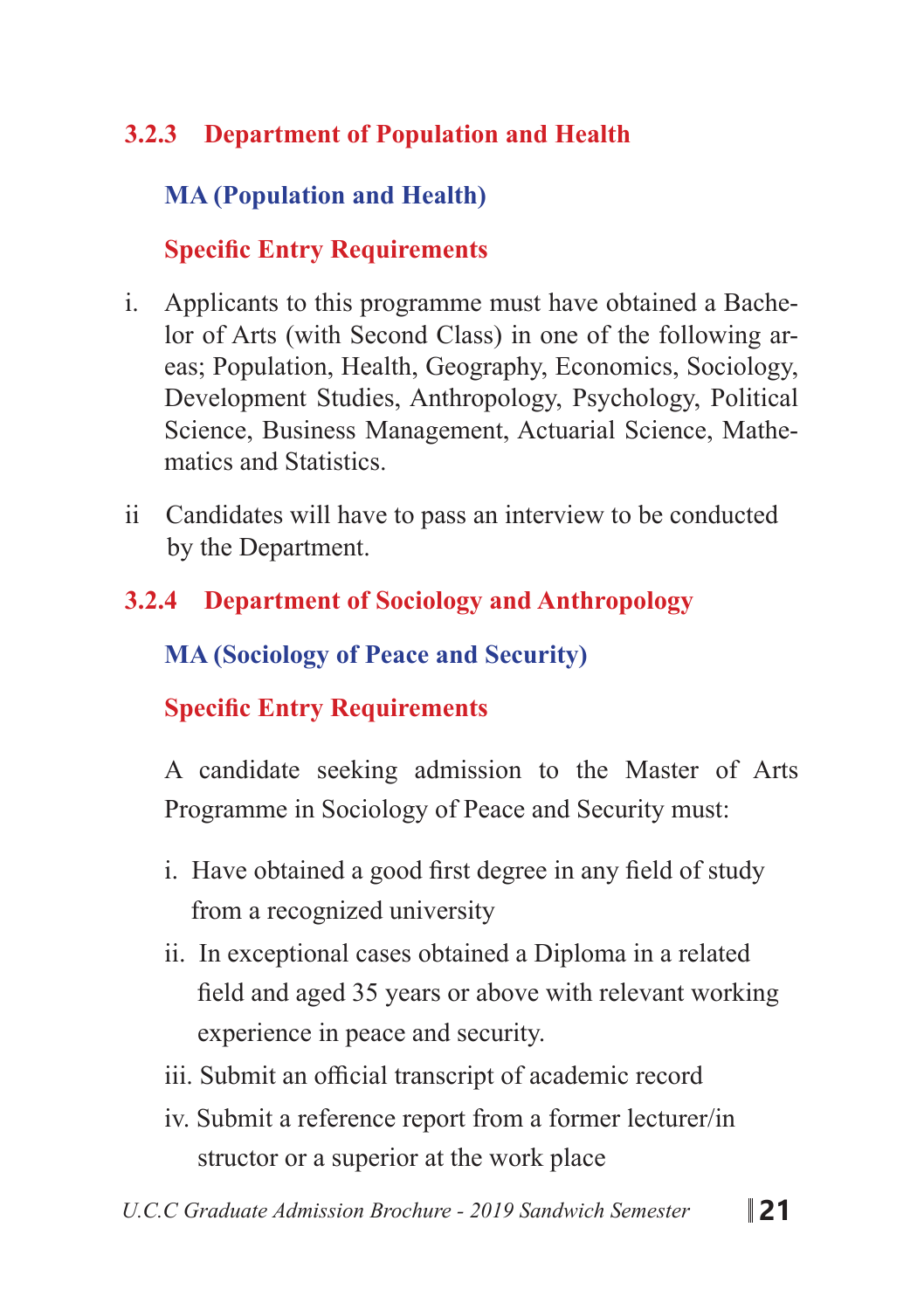### 3.2.3 Department of Population and Health

#### MA (Population and Health)

**Specific Entry Requirements**

i. Applicants to this programme must have obtained a Bachelor of Arts (with Second Class) in one of the following areas; Population, Health, Geography, Economics, Sociology, Development Studies, Anthropology, Psychology, Political Science, Business Management, Actuarial Science, Mathematics and Statistics.

ii Candidates will have to pass an interview to be conducted by the Department.

### 3.2.4 Department of Sociology and Anthropology

#### MA (Sociology of Peace and Security)

**Specific Entry Requirements**

A candidate seeking admission to the Master of Arts Programme in Sociology of Peace and Security must:

i. Have obtained a good first degree in any field of study from a recognized university

ii. In exceptional cases obtained a Diploma in a related field and aged 35 years or above with relevant working experience in peace and security.

iii. Submit an official transcript of academic record

iv. Submit a reference report from a former lecturer/in structor or a superior at the work place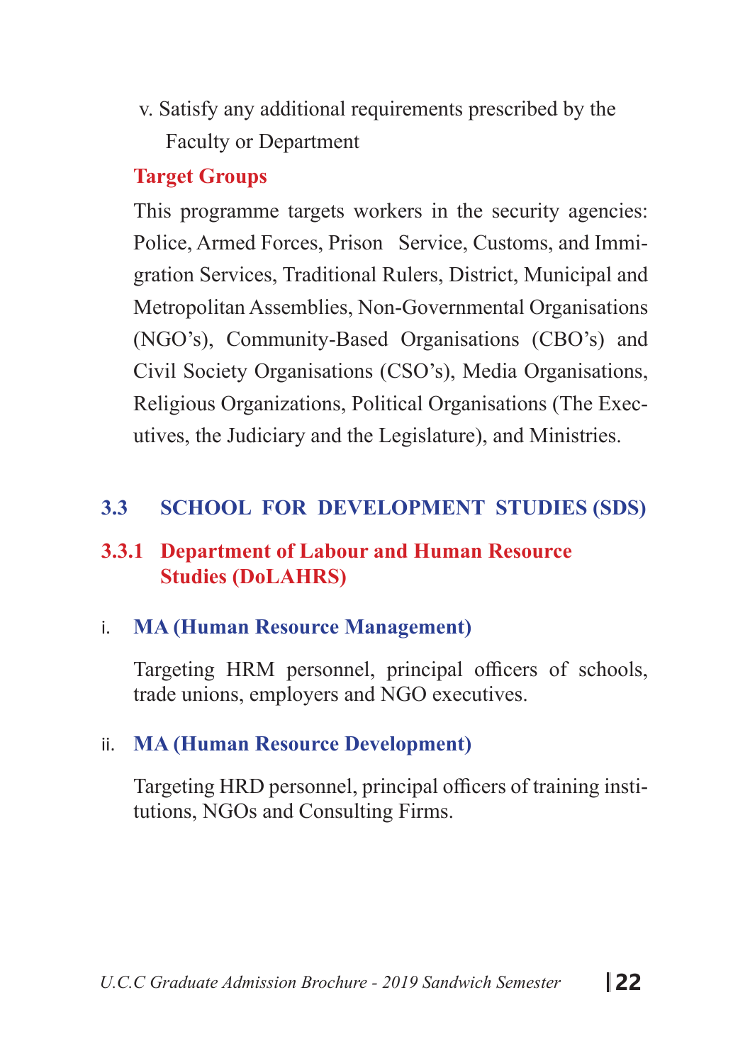v. Satisfy any additional requirements prescribed by the Faculty or Department

**Target Groups**

This programme targets workers in the security agencies: Police, Armed Forces, Prison Service, Customs, and Immigration Services, Traditional Rulers, District, Municipal and Metropolitan Assemblies, Non-Governmental Organisations (NGO's), Community-Based Organisations (CBO's) and Civil Society Organisations (CSO's), Media Organisations, Religious Organizations, Political Organisations (The Executives, the Judiciary and the Legislature), and Ministries.

## 3.3 SCHOOL FOR DEVELOPMENT STUDIES (SDS)

### 3.3.1 Department of Labour and Human Resource Studies (DoLAHRS)

i. **MA (Human Resource Management)**

Targeting HRM personnel, principal officers of schools, trade unions, employers and NGO executives.

ii. **MA (Human Resource Development)**

Targeting HRD personnel, principal officers of training institutions, NGOs and Consulting Firms.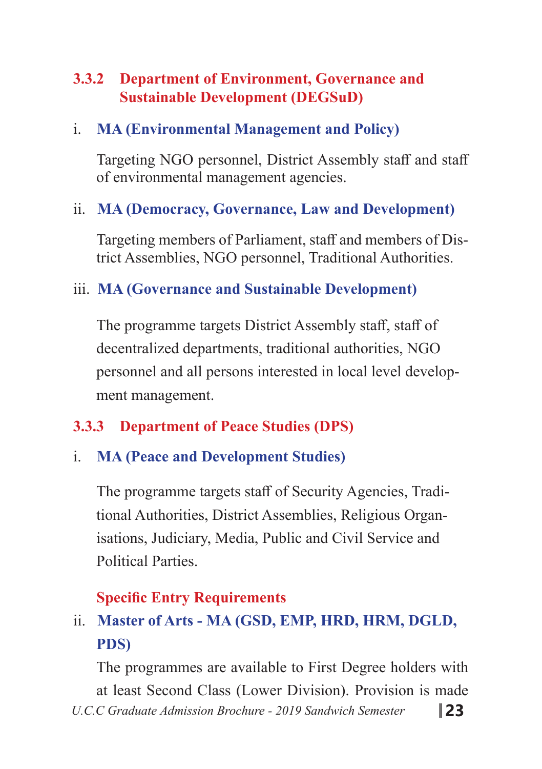### 3.3.2 Department of Environment, Governance and Sustainable Development (DEGSuD)

**i. MA (Environmental Management and Policy)**

Targeting NGO personnel, District Assembly staff and staff of environmental management agencies.

**ii. MA (Democracy, Governance, Law and Development)**

Targeting members of Parliament, staff and members of District Assemblies, NGO personnel, Traditional Authorities.

**iii. MA (Governance and Sustainable Development)**

The programme targets District Assembly staff, staff of decentralized departments, traditional authorities, NGO personnel and all persons interested in local level development management.

### 3.3.3 Department of Peace Studies (DPS)

**i. MA (Peace and Development Studies)**

The programme targets staff of Security Agencies, Traditional Authorities, District Assemblies, Religious Organisations, Judiciary, Media, Public and Civil Service and Political Parties.

**Specific Entry Requirements**

**ii. Master of Arts - MA (GSD, EMP, HRD, HRM, DGLD, PDS)**

The programmes are available to First Degree holders with at least Second Class (Lower Division). Provision is made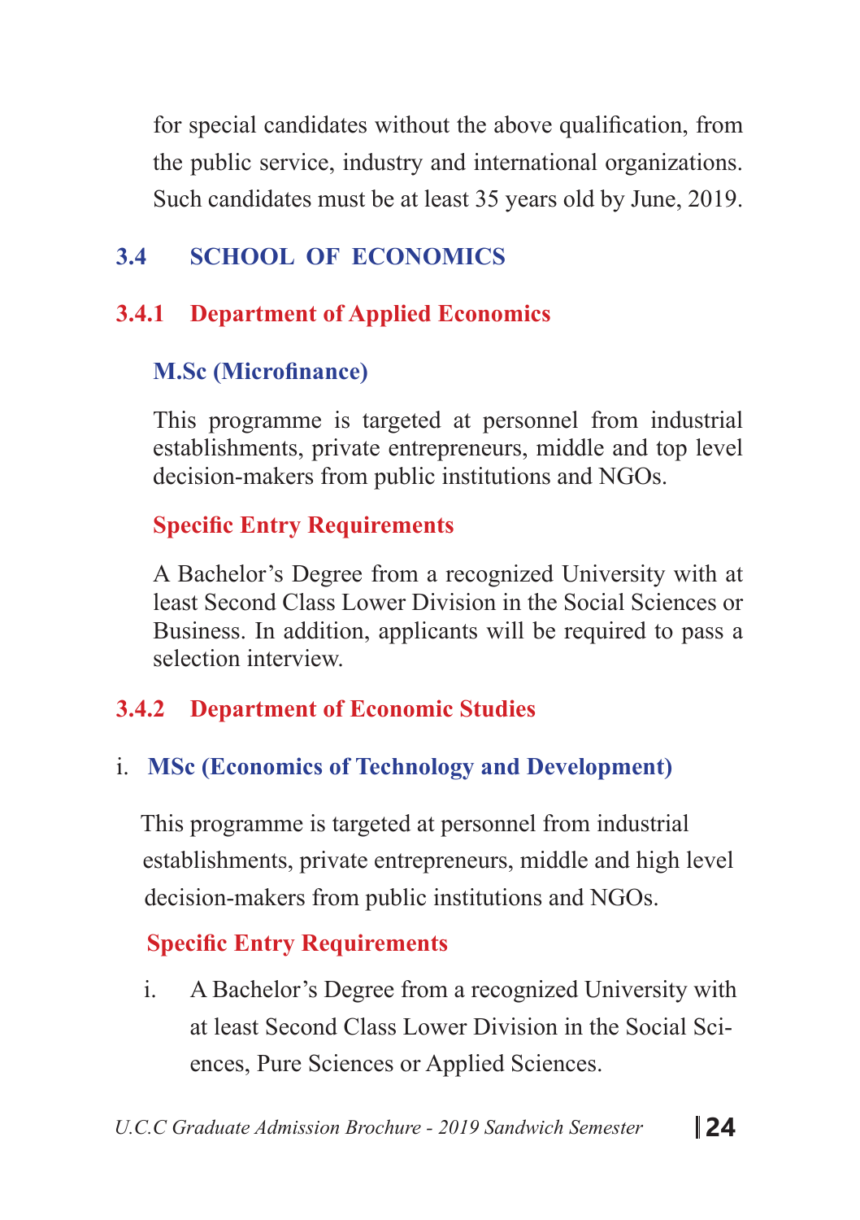for special candidates without the above qualification, from the public service, industry and international organizations. Such candidates must be at least 35 years old by June, 2019.

## 3.4 SCHOOL OF ECONOMICS

### 3.4.1 Department of Applied Economics

#### M.Sc (Microfinance)

This programme is targeted at personnel from industrial establishments, private entrepreneurs, middle and top level decision-makers from public institutions and NGOs.

**Specific Entry Requirements**

A Bachelor's Degree from a recognized University with at least Second Class Lower Division in the Social Sciences or Business. In addition, applicants will be required to pass a selection interview.

### 3.4.2 Department of Economic Studies

#### i. MSc (Economics of Technology and Development)

This programme is targeted at personnel from industrial establishments, private entrepreneurs, middle and high level decision-makers from public institutions and NGOs.

**Specific Entry Requirements**

i. A Bachelor's Degree from a recognized University with at least Second Class Lower Division in the Social Sciences, Pure Sciences or Applied Sciences.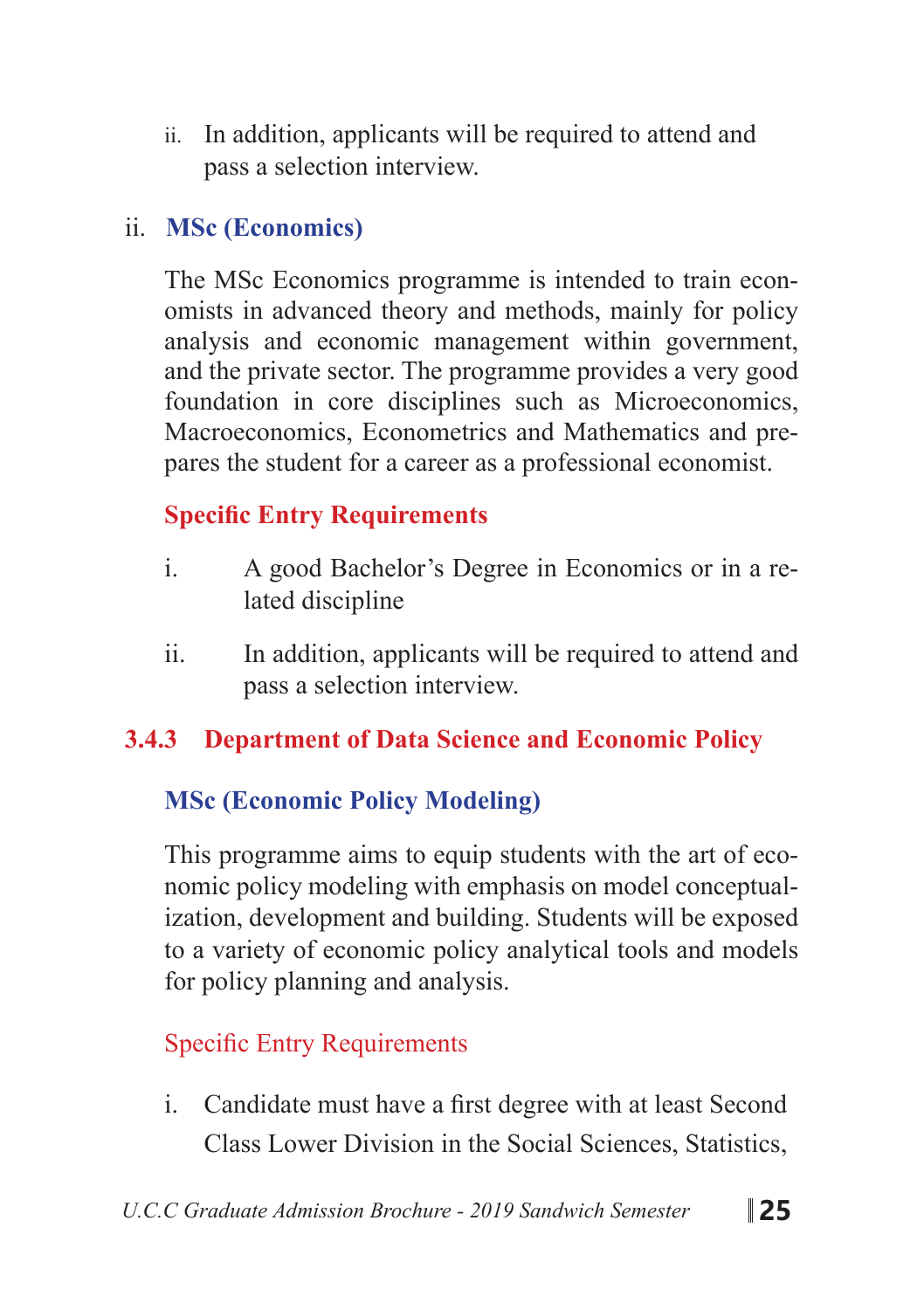ii. In addition, applicants will be required to attend and pass a selection interview.

### ii. MSc (Economics)

The MSc Economics programme is intended to train economists in advanced theory and methods, mainly for policy analysis and economic management within government, and the private sector. The programme provides a very good foundation in core disciplines such as Microeconomics, Macroeconomics, Econometrics and Mathematics and prepares the student for a career as a professional economist.

**Specific Entry Requirements**

i. A good Bachelor's Degree in Economics or in a related discipline

ii. In addition, applicants will be required to attend and pass a selection interview.

## 3.4.3 Department of Data Science and Economic Policy

### MSc (Economic Policy Modeling)

This programme aims to equip students with the art of economic policy modeling with emphasis on model conceptualization, development and building. Students will be exposed to a variety of economic policy analytical tools and models for policy planning and analysis.

Specific Entry Requirements

i. Candidate must have a first degree with at least Second Class Lower Division in the Social Sciences, Statistics,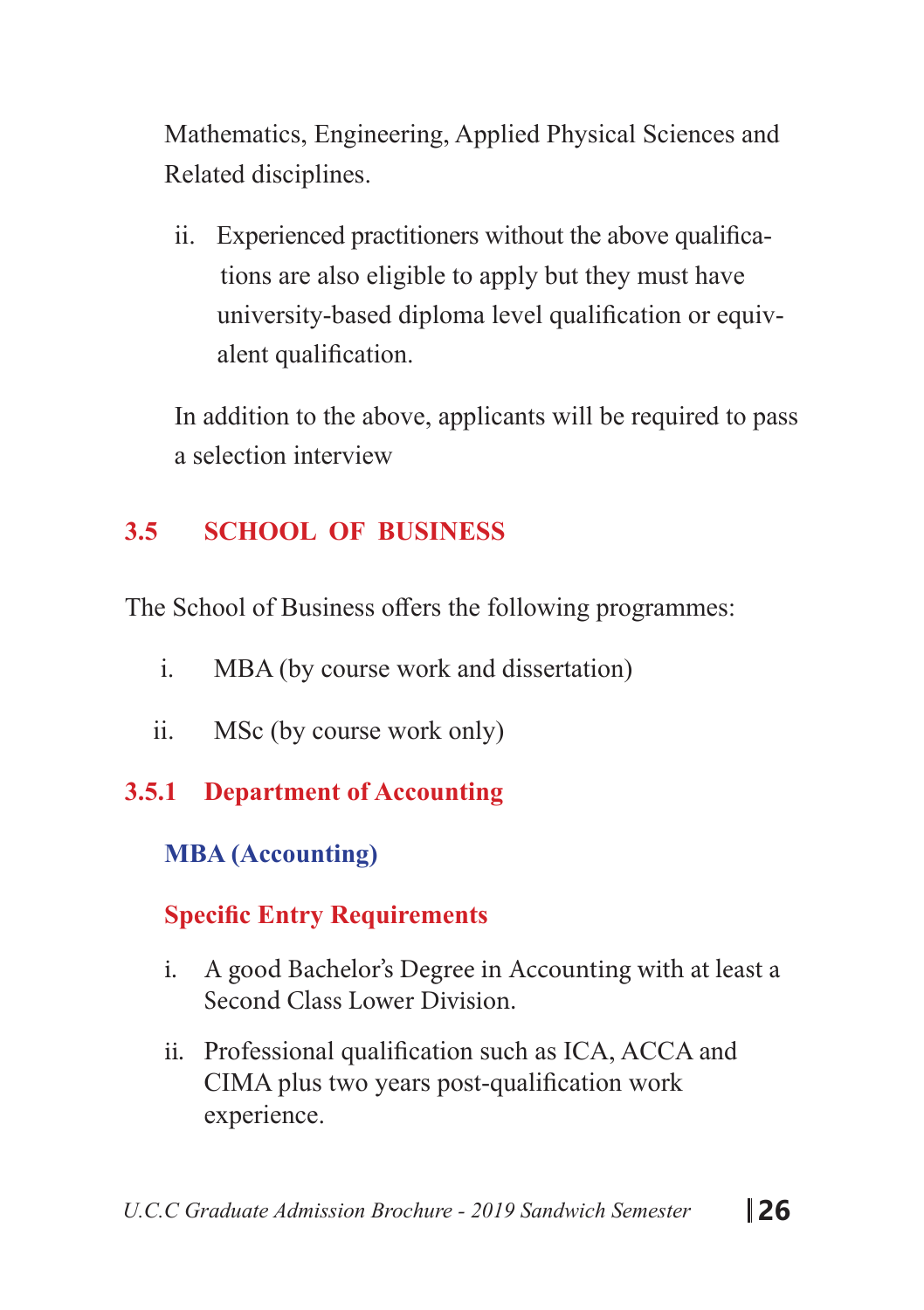Mathematics, Engineering, Applied Physical Sciences and Related disciplines.

ii. Experienced practitioners without the above qualifications are also eligible to apply but they must have university-based diploma level qualification or equivalent qualification.

In addition to the above, applicants will be required to pass a selection interview

## 3.5 SCHOOL OF BUSINESS

The School of Business offers the following programmes:

i. MBA (by course work and dissertation)

ii. MSc (by course work only)

### 3.5.1 Department of Accounting

#### MBA (Accounting)

**Specific Entry Requirements**

i. A good Bachelor's Degree in Accounting with at least a Second Class Lower Division.

ii. Professional qualification such as ICA, ACCA and CIMA plus two years post-qualification work experience.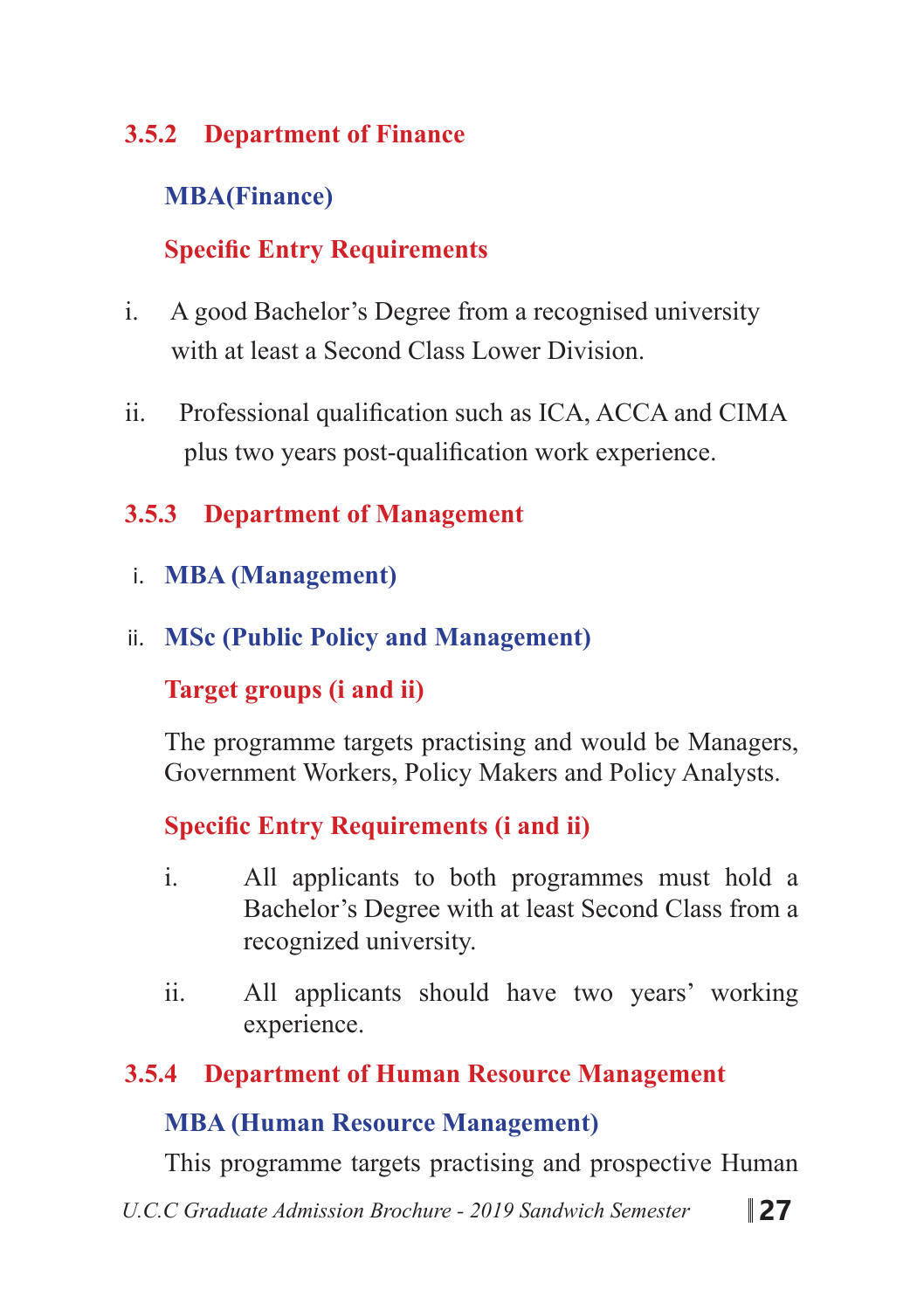### 3.5.2 Department of Finance

**MBA(Finance)**

**Specific Entry Requirements**

i. A good Bachelor's Degree from a recognised university with at least a Second Class Lower Division.

ii. Professional qualification such as ICA, ACCA and CIMA plus two years post-qualification work experience.

### 3.5.3 Department of Management

i. **MBA (Management)**

ii. **MSc (Public Policy and Management)**

**Target groups (i and ii)**

The programme targets practising and would be Managers, Government Workers, Policy Makers and Policy Analysts.

**Specific Entry Requirements (i and ii)**

i. All applicants to both programmes must hold a Bachelor's Degree with at least Second Class from a recognized university.

ii. All applicants should have two years' working experience.

### 3.5.4 Department of Human Resource Management

**MBA (Human Resource Management)**

This programme targets practising and prospective Human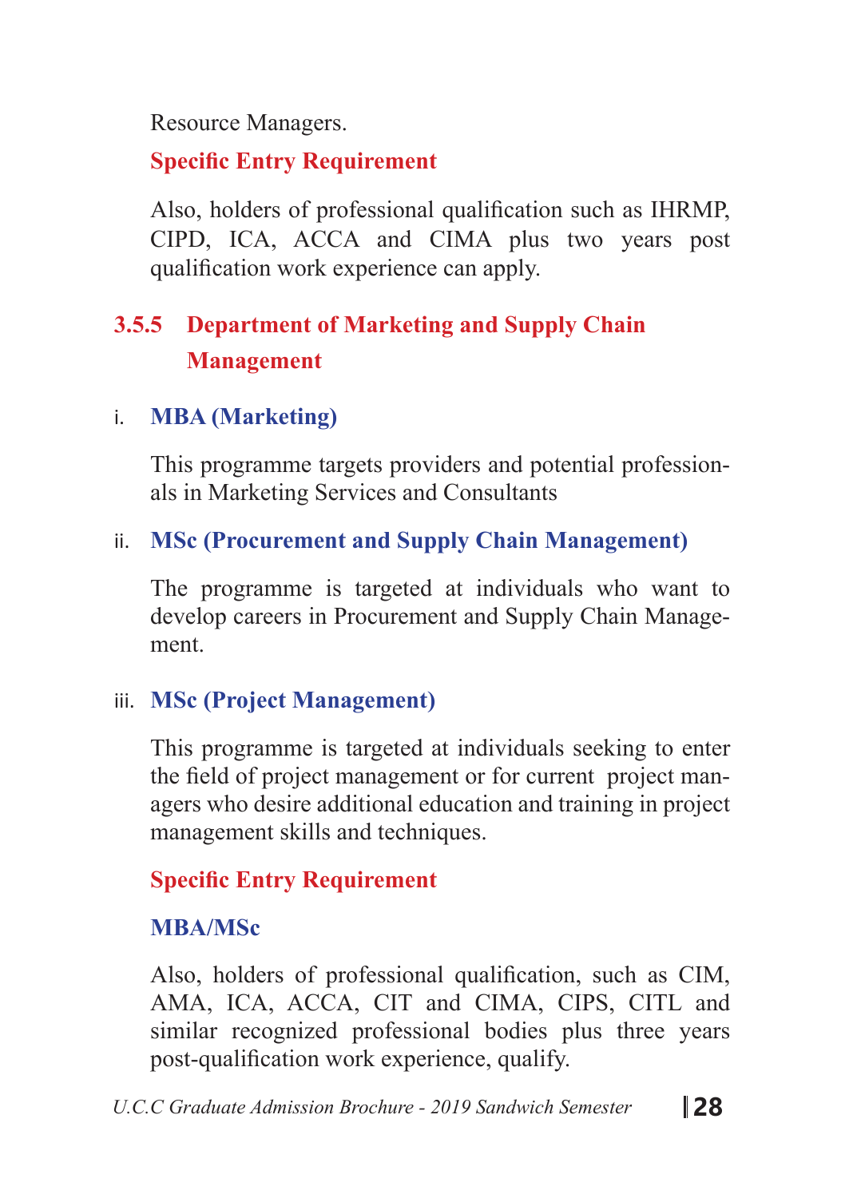Resource Managers.

**Specific Entry Requirement**

Also, holders of professional qualification such as IHRMP, CIPD, ICA, ACCA and CIMA plus two years post qualification work experience can apply.

### 3.5.5 Department of Marketing and Supply Chain Management

i. **MBA (Marketing)**

This programme targets providers and potential professionals in Marketing Services and Consultants

ii. **MSc (Procurement and Supply Chain Management)**

The programme is targeted at individuals who want to develop careers in Procurement and Supply Chain Management.

iii. **MSc (Project Management)**

This programme is targeted at individuals seeking to enter the field of project management or for current project managers who desire additional education and training in project management skills and techniques.

**Specific Entry Requirement**

**MBA/MSc**

Also, holders of professional qualification, such as CIM, AMA, ICA, ACCA, CIT and CIMA, CIPS, CITL and similar recognized professional bodies plus three years post-qualification work experience, qualify.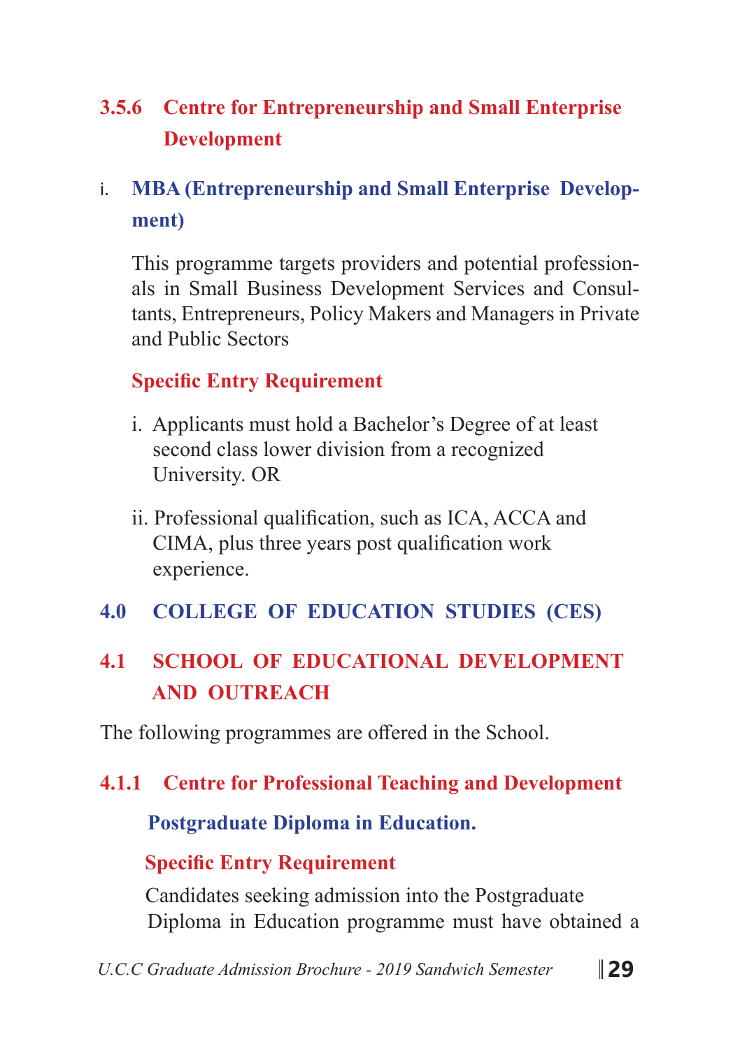### 3.5.6 Centre for Entrepreneurship and Small Enterprise Development

i. **MBA (Entrepreneurship and Small Enterprise Development)**

This programme targets providers and potential professionals in Small Business Development Services and Consultants, Entrepreneurs, Policy Makers and Managers in Private and Public Sectors

**Specific Entry Requirement**

i. Applicants must hold a Bachelor's Degree of at least second class lower division from a recognized University. OR

ii. Professional qualification, such as ICA, ACCA and CIMA, plus three years post qualification work experience.

# 4.0 COLLEGE OF EDUCATION STUDIES (CES)

## 4.1 SCHOOL OF EDUCATIONAL DEVELOPMENT AND OUTREACH

The following programmes are offered in the School.

### 4.1.1 Centre for Professional Teaching and Development

**Postgraduate Diploma in Education.**

**Specific Entry Requirement**

Candidates seeking admission into the Postgraduate Diploma in Education programme must have obtained a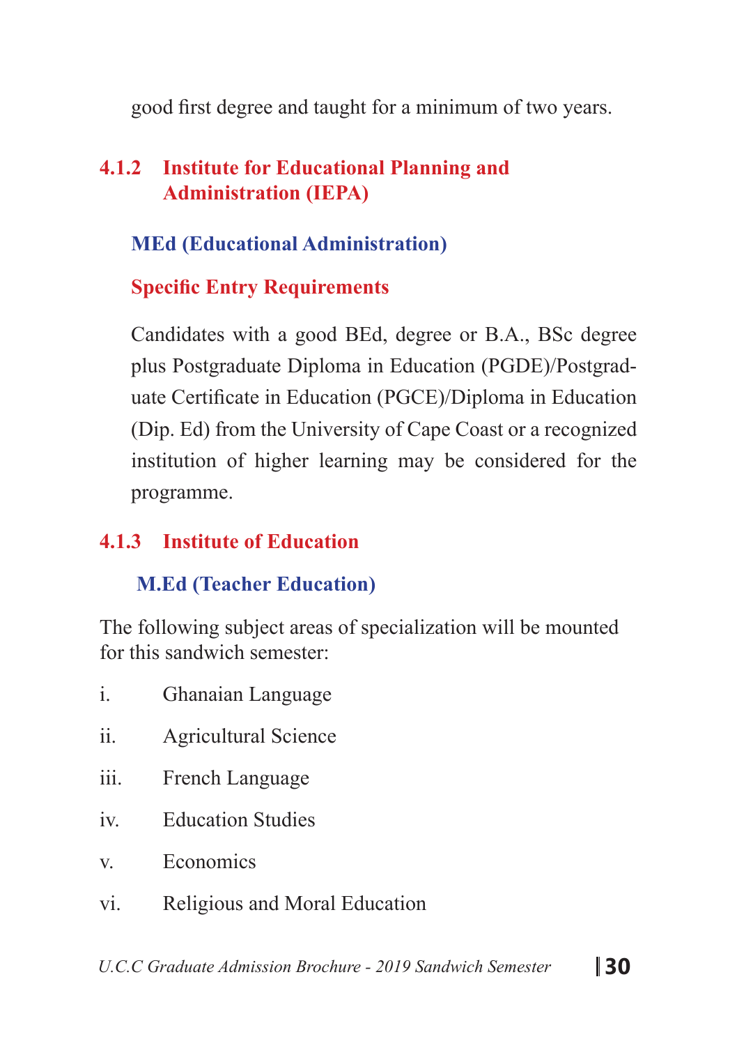good first degree and taught for a minimum of two years.

### 4.1.2 Institute for Educational Planning and Administration (IEPA)

#### MEd (Educational Administration)

**Specific Entry Requirements**

Candidates with a good BEd, degree or B.A., BSc degree plus Postgraduate Diploma in Education (PGDE)/Postgraduate Certificate in Education (PGCE)/Diploma in Education (Dip. Ed) from the University of Cape Coast or a recognized institution of higher learning may be considered for the programme.

### 4.1.3 Institute of Education

#### M.Ed (Teacher Education)

The following subject areas of specialization will be mounted for this sandwich semester:

i. Ghanaian Language

ii. Agricultural Science

iii. French Language

iv. Education Studies

v. Economics

vi. Religious and Moral Education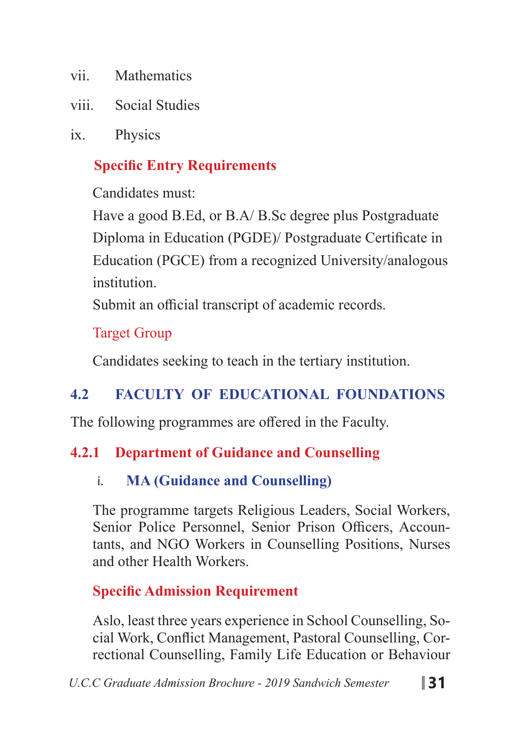vii. Mathematics

viii. Social Studies

ix. Physics

**Specific Entry Requirements**

Candidates must:

Have a good B.Ed, or B.A/ B.Sc degree plus Postgraduate Diploma in Education (PGDE)/ Postgraduate Certificate in Education (PGCE) from a recognized University/analogous institution.

Submit an official transcript of academic records.

Target Group

Candidates seeking to teach in the tertiary institution.

## 4.2 FACULTY OF EDUCATIONAL FOUNDATIONS

The following programmes are offered in the Faculty.

### 4.2.1 Department of Guidance and Counselling

#### i. MA (Guidance and Counselling)

The programme targets Religious Leaders, Social Workers, Senior Police Personnel, Senior Prison Officers, Accountants, and NGO Workers in Counselling Positions, Nurses and other Health Workers.

**Specific Admission Requirement**

Aslo, least three years experience in School Counselling, Social Work, Conflict Management, Pastoral Counselling, Correctional Counselling, Family Life Education or Behaviour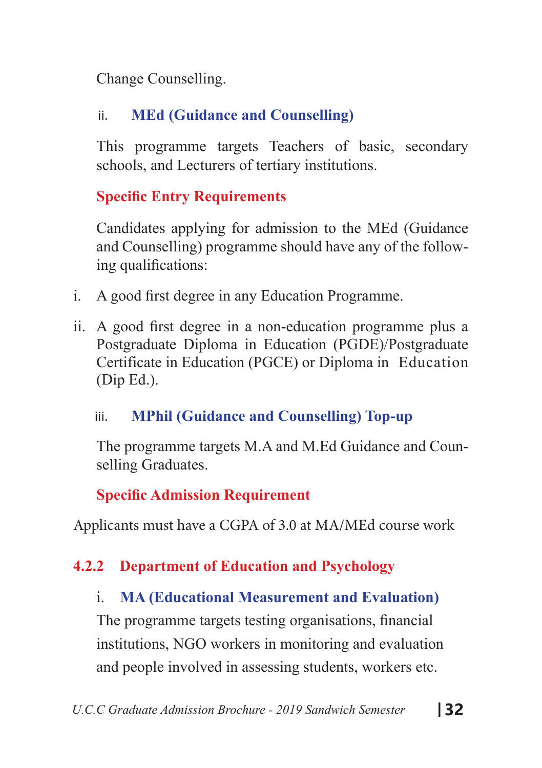Change Counselling.

### ii. MEd (Guidance and Counselling)

This programme targets Teachers of basic, secondary schools, and Lecturers of tertiary institutions.

**Specific Entry Requirements**

Candidates applying for admission to the MEd (Guidance and Counselling) programme should have any of the following qualifications:

i. A good first degree in any Education Programme.

ii. A good first degree in a non-education programme plus a Postgraduate Diploma in Education (PGDE)/Postgraduate Certificate in Education (PGCE) or Diploma in Education (Dip Ed.).

### iii. MPhil (Guidance and Counselling) Top-up

The programme targets M.A and M.Ed Guidance and Counselling Graduates.

**Specific Admission Requirement**

Applicants must have a CGPA of 3.0 at MA/MEd course work

## 4.2.2 Department of Education and Psychology

### i. MA (Educational Measurement and Evaluation)

The programme targets testing organisations, financial institutions, NGO workers in monitoring and evaluation and people involved in assessing students, workers etc.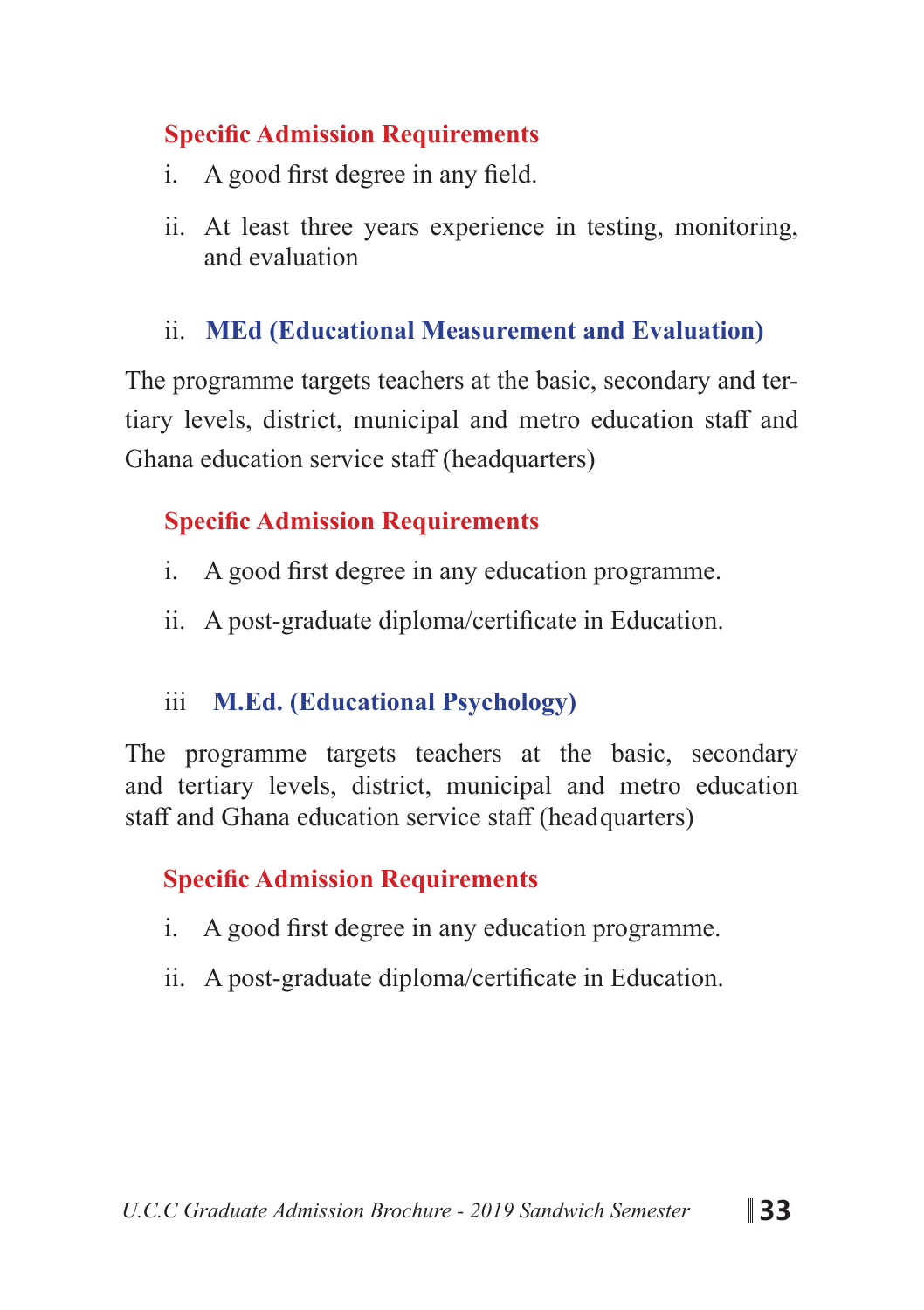#### Specific Admission Requirements

i. A good first degree in any field.

ii. At least three years experience in testing, monitoring, and evaluation

### ii. MEd (Educational Measurement and Evaluation)

The programme targets teachers at the basic, secondary and tertiary levels, district, municipal and metro education staff and Ghana education service staff (headquarters)

#### Specific Admission Requirements

i. A good first degree in any education programme.

ii. A post-graduate diploma/certificate in Education.

### iii M.Ed. (Educational Psychology)

The programme targets teachers at the basic, secondary and tertiary levels, district, municipal and metro education staff and Ghana education service staff (headquarters)

#### Specific Admission Requirements

i. A good first degree in any education programme.

ii. A post-graduate diploma/certificate in Education.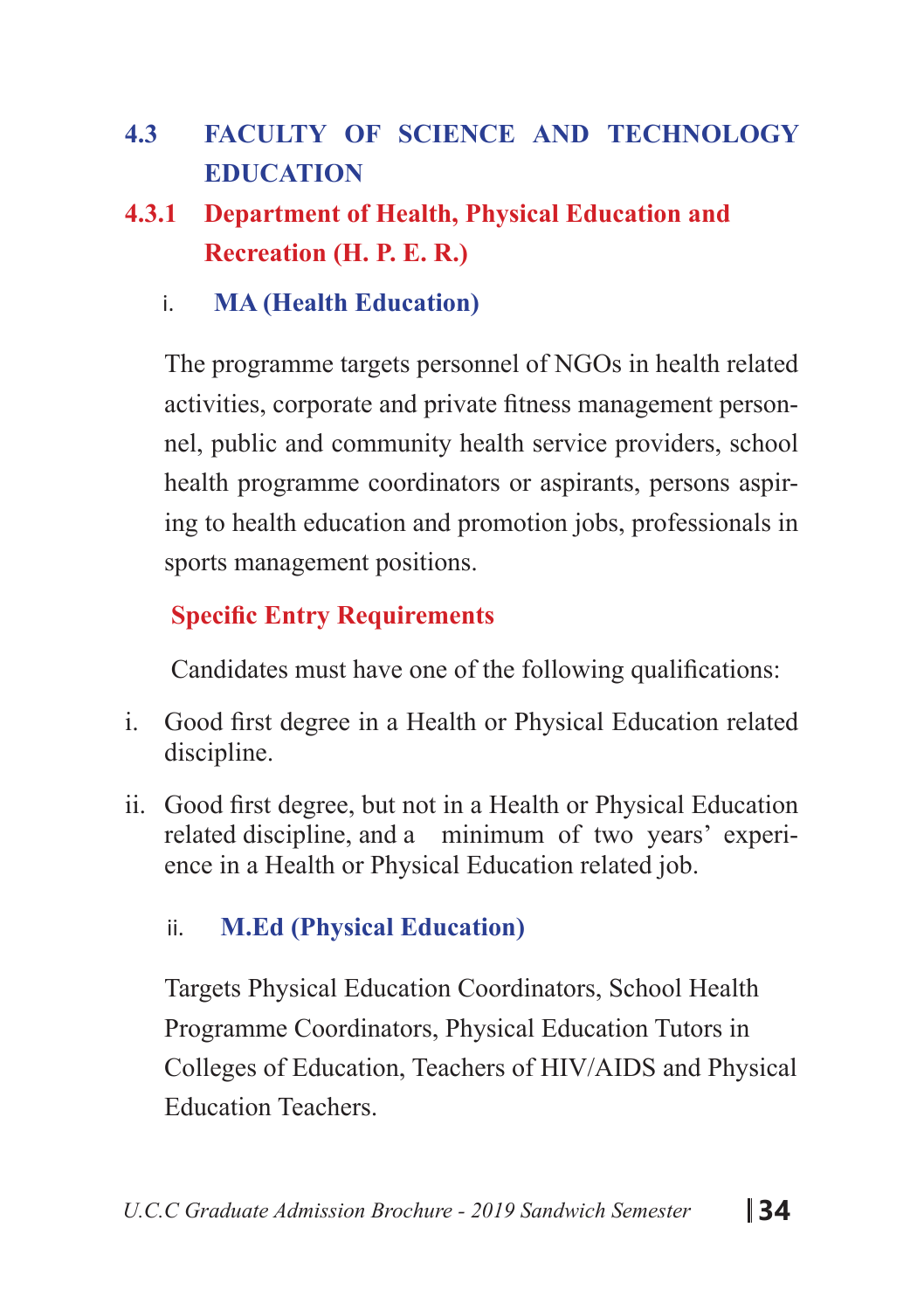## 4.3 FACULTY OF SCIENCE AND TECHNOLOGY EDUCATION

### 4.3.1 Department of Health, Physical Education and Recreation (H. P. E. R.)

#### i. MA (Health Education)

The programme targets personnel of NGOs in health related activities, corporate and private fitness management personnel, public and community health service providers, school health programme coordinators or aspirants, persons aspiring to health education and promotion jobs, professionals in sports management positions.

**Specific Entry Requirements**

Candidates must have one of the following qualifications:

i. Good first degree in a Health or Physical Education related discipline.

ii. Good first degree, but not in a Health or Physical Education related discipline, and a minimum of two years' experience in a Health or Physical Education related job.

#### ii. M.Ed (Physical Education)

Targets Physical Education Coordinators, School Health Programme Coordinators, Physical Education Tutors in Colleges of Education, Teachers of HIV/AIDS and Physical Education Teachers.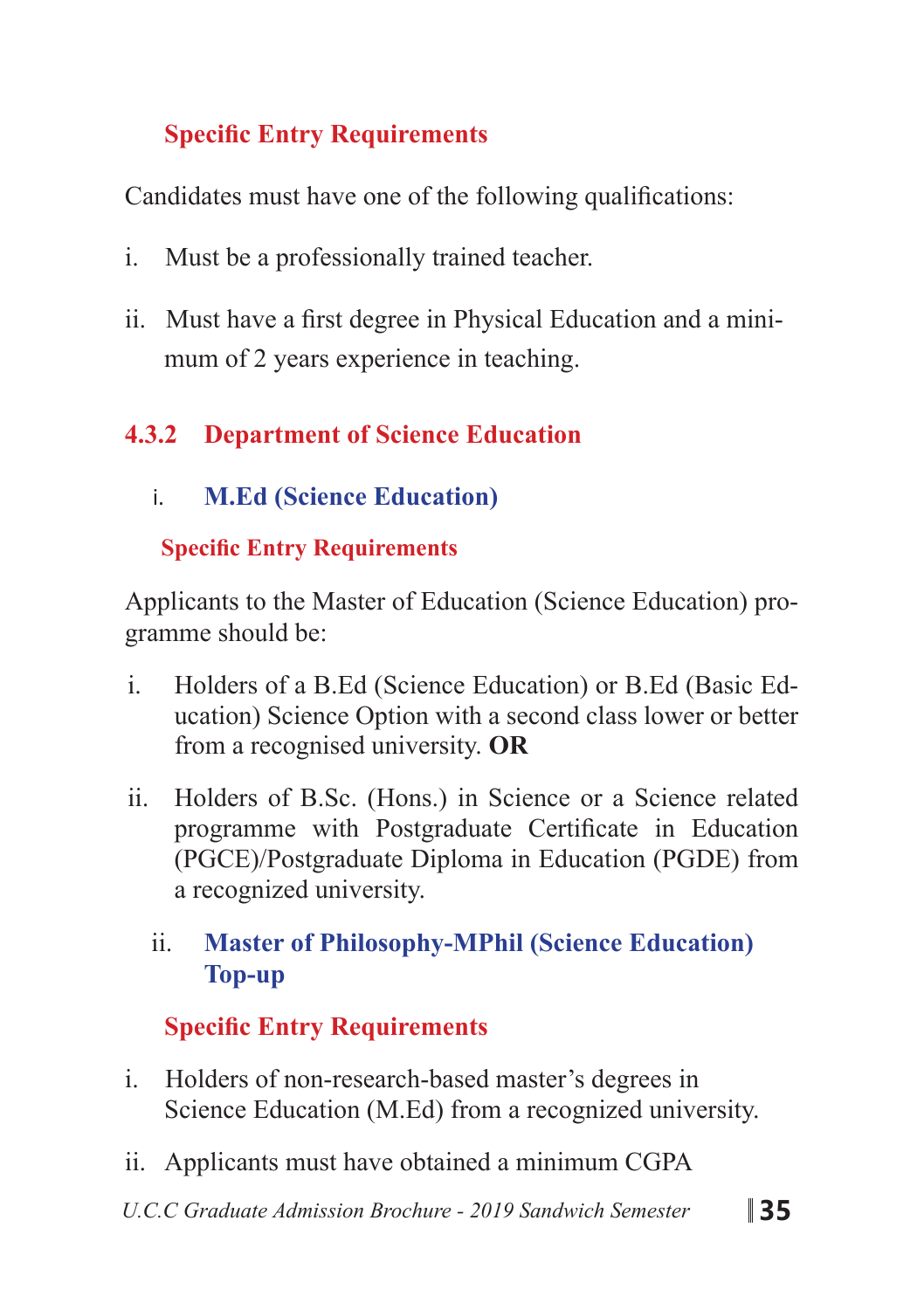**Specific Entry Requirements**

Candidates must have one of the following qualifications:

i. Must be a professionally trained teacher.

ii. Must have a first degree in Physical Education and a minimum of 2 years experience in teaching.

### 4.3.2 Department of Science Education

#### i. M.Ed (Science Education)

**Specific Entry Requirements**

Applicants to the Master of Education (Science Education) programme should be:

i. Holders of a B.Ed (Science Education) or B.Ed (Basic Education) Science Option with a second class lower or better from a recognised university. **OR**

ii. Holders of B.Sc. (Hons.) in Science or a Science related programme with Postgraduate Certificate in Education (PGCE)/Postgraduate Diploma in Education (PGDE) from a recognized university.

#### ii. Master of Philosophy-MPhil (Science Education) Top-up

**Specific Entry Requirements**

i. Holders of non-research-based master's degrees in Science Education (M.Ed) from a recognized university.

ii. Applicants must have obtained a minimum CGPA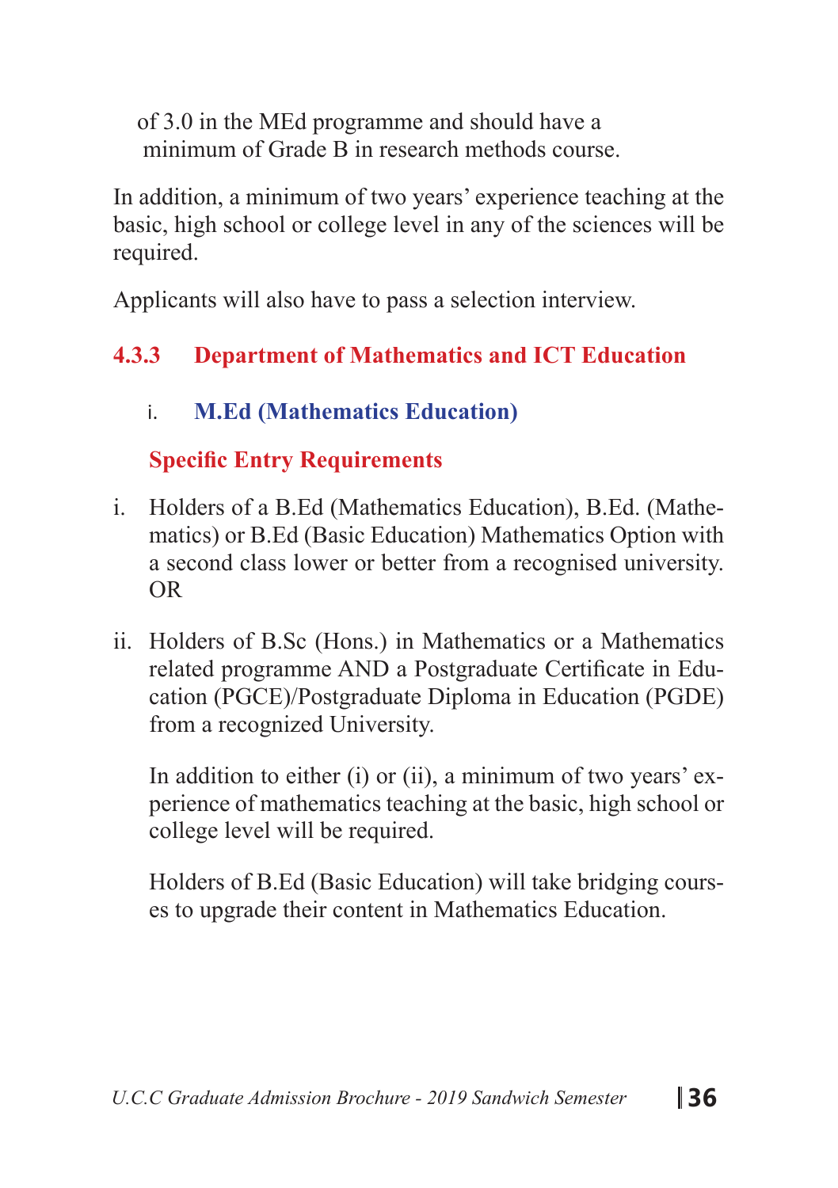of 3.0 in the MEd programme and should have a minimum of Grade B in research methods course.

In addition, a minimum of two years' experience teaching at the basic, high school or college level in any of the sciences will be required.

Applicants will also have to pass a selection interview.

### 4.3.3 Department of Mathematics and ICT Education

#### i. M.Ed (Mathematics Education)

**Specific Entry Requirements**

i. Holders of a B.Ed (Mathematics Education), B.Ed. (Mathematics) or B.Ed (Basic Education) Mathematics Option with a second class lower or better from a recognised university. OR

ii. Holders of B.Sc (Hons.) in Mathematics or a Mathematics related programme AND a Postgraduate Certificate in Education (PGCE)/Postgraduate Diploma in Education (PGDE) from a recognized University.

In addition to either (i) or (ii), a minimum of two years' experience of mathematics teaching at the basic, high school or college level will be required.

Holders of B.Ed (Basic Education) will take bridging courses to upgrade their content in Mathematics Education.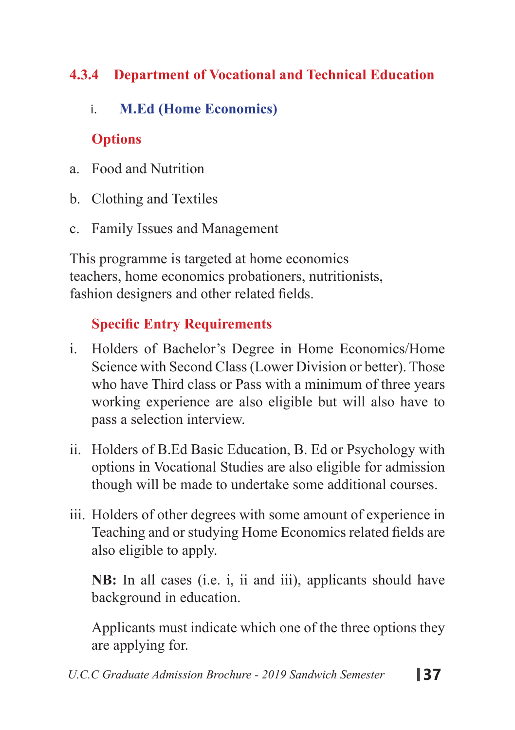### 4.3.4 Department of Vocational and Technical Education

#### i. M.Ed (Home Economics)

**Options**

a. Food and Nutrition

b. Clothing and Textiles

c. Family Issues and Management

This programme is targeted at home economics teachers, home economics probationers, nutritionists, fashion designers and other related fields.

**Specific Entry Requirements**

i. Holders of Bachelor's Degree in Home Economics/Home Science with Second Class (Lower Division or better). Those who have Third class or Pass with a minimum of three years working experience are also eligible but will also have to pass a selection interview.

ii. Holders of B.Ed Basic Education, B. Ed or Psychology with options in Vocational Studies are also eligible for admission though will be made to undertake some additional courses.

iii. Holders of other degrees with some amount of experience in Teaching and or studying Home Economics related fields are also eligible to apply.

**NB:** In all cases (i.e. i, ii and iii), applicants should have background in education.

Applicants must indicate which one of the three options they are applying for.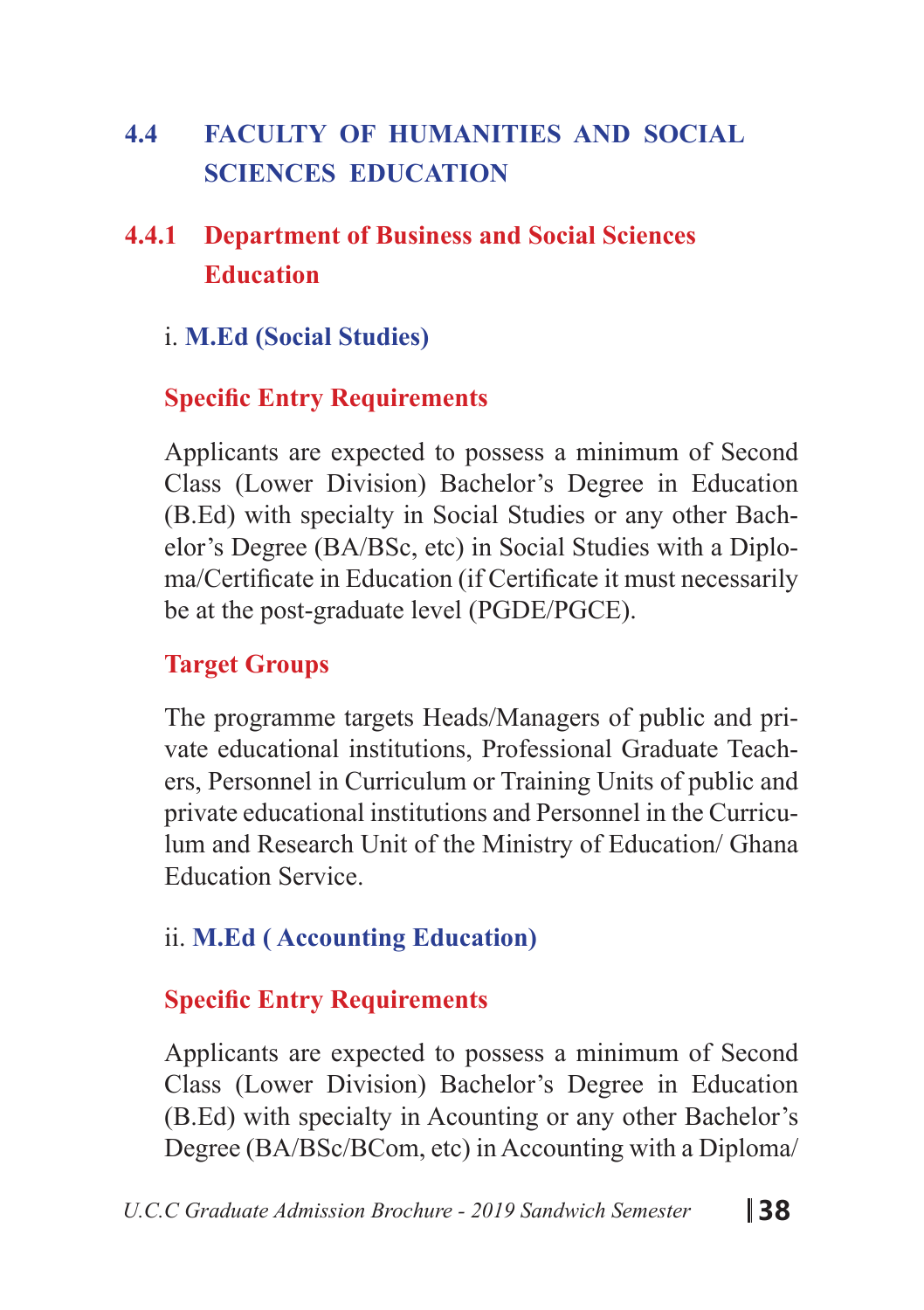## 4.4 FACULTY OF HUMANITIES AND SOCIAL SCIENCES EDUCATION

### 4.4.1 Department of Business and Social Sciences Education

i. **M.Ed (Social Studies)**

**Specific Entry Requirements**

Applicants are expected to possess a minimum of Second Class (Lower Division) Bachelor's Degree in Education (B.Ed) with specialty in Social Studies or any other Bachelor's Degree (BA/BSc, etc) in Social Studies with a Diploma/Certificate in Education (if Certificate it must necessarily be at the post-graduate level (PGDE/PGCE).

**Target Groups**

The programme targets Heads/Managers of public and private educational institutions, Professional Graduate Teachers, Personnel in Curriculum or Training Units of public and private educational institutions and Personnel in the Curriculum and Research Unit of the Ministry of Education/ Ghana Education Service.

ii. **M.Ed ( Accounting Education)**

**Specific Entry Requirements**

Applicants are expected to possess a minimum of Second Class (Lower Division) Bachelor's Degree in Education (B.Ed) with specialty in Acounting or any other Bachelor's Degree (BA/BSc/BCom, etc) in Accounting with a Diploma/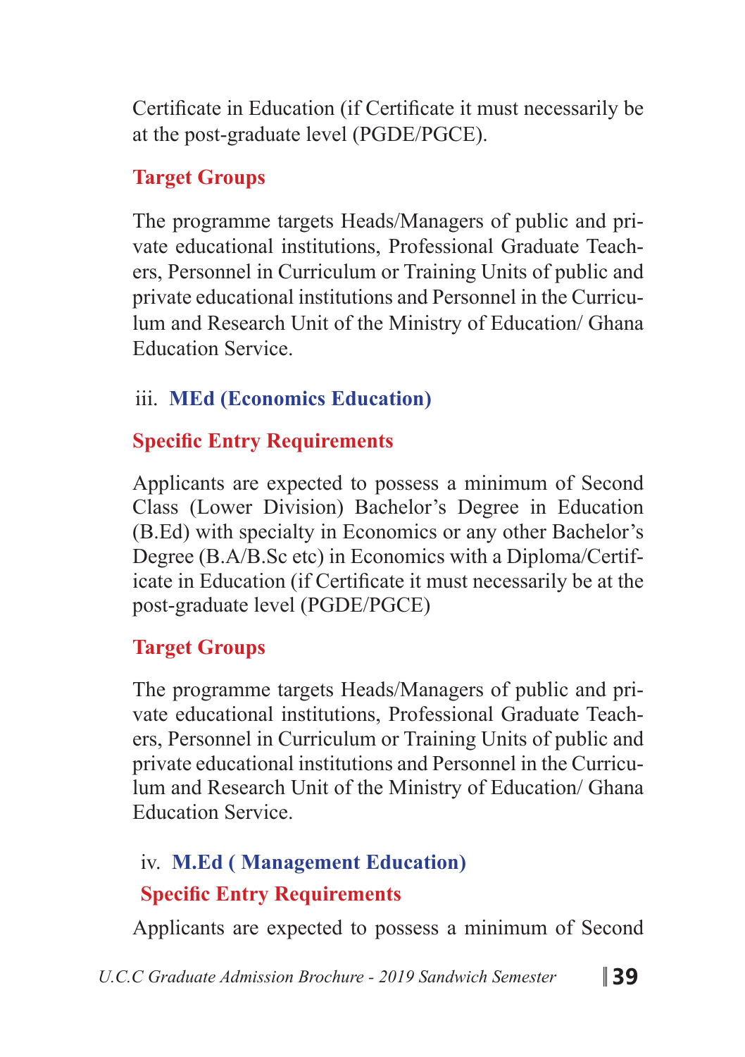Certificate in Education (if Certificate it must necessarily be at the post-graduate level (PGDE/PGCE).

**Target Groups**

The programme targets Heads/Managers of public and private educational institutions, Professional Graduate Teachers, Personnel in Curriculum or Training Units of public and private educational institutions and Personnel in the Curriculum and Research Unit of the Ministry of Education/ Ghana Education Service.

### iii. MEd (Economics Education)

**Specific Entry Requirements**

Applicants are expected to possess a minimum of Second Class (Lower Division) Bachelor's Degree in Education (B.Ed) with specialty in Economics or any other Bachelor's Degree (B.A/B.Sc etc) in Economics with a Diploma/Certificate in Education (if Certificate it must necessarily be at the post-graduate level (PGDE/PGCE)

**Target Groups**

The programme targets Heads/Managers of public and private educational institutions, Professional Graduate Teachers, Personnel in Curriculum or Training Units of public and private educational institutions and Personnel in the Curriculum and Research Unit of the Ministry of Education/ Ghana Education Service.

### iv. M.Ed ( Management Education)

**Specific Entry Requirements**

Applicants are expected to possess a minimum of Second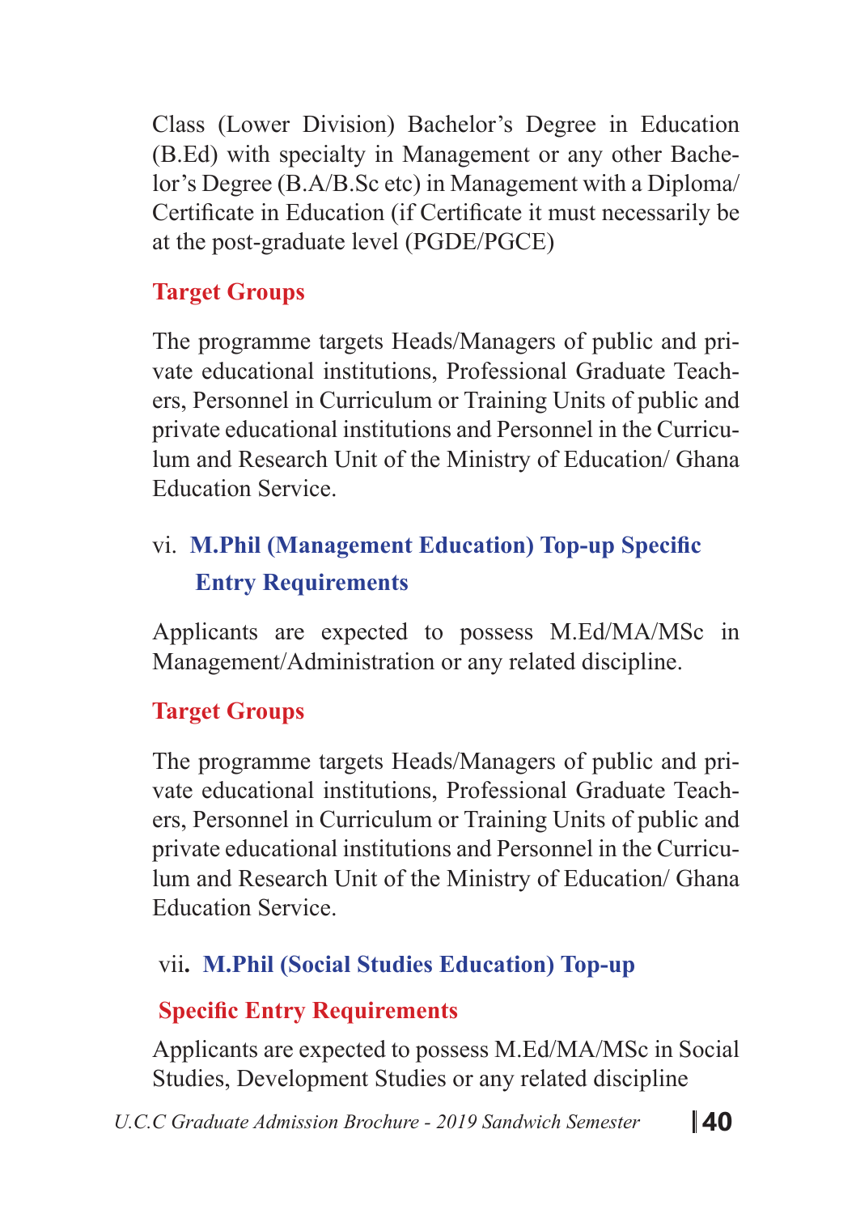Class (Lower Division) Bachelor's Degree in Education (B.Ed) with specialty in Management or any other Bachelor's Degree (B.A/B.Sc etc) in Management with a Diploma/ Certificate in Education (if Certificate it must necessarily be at the post-graduate level (PGDE/PGCE)

**Target Groups**

The programme targets Heads/Managers of public and private educational institutions, Professional Graduate Teachers, Personnel in Curriculum or Training Units of public and private educational institutions and Personnel in the Curriculum and Research Unit of the Ministry of Education/ Ghana Education Service.

### vi. M.Phil (Management Education) Top-up Specific Entry Requirements

Applicants are expected to possess M.Ed/MA/MSc in Management/Administration or any related discipline.

**Target Groups**

The programme targets Heads/Managers of public and private educational institutions, Professional Graduate Teachers, Personnel in Curriculum or Training Units of public and private educational institutions and Personnel in the Curriculum and Research Unit of the Ministry of Education/ Ghana Education Service.

### vii. M.Phil (Social Studies Education) Top-up

**Specific Entry Requirements**

Applicants are expected to possess M.Ed/MA/MSc in Social Studies, Development Studies or any related discipline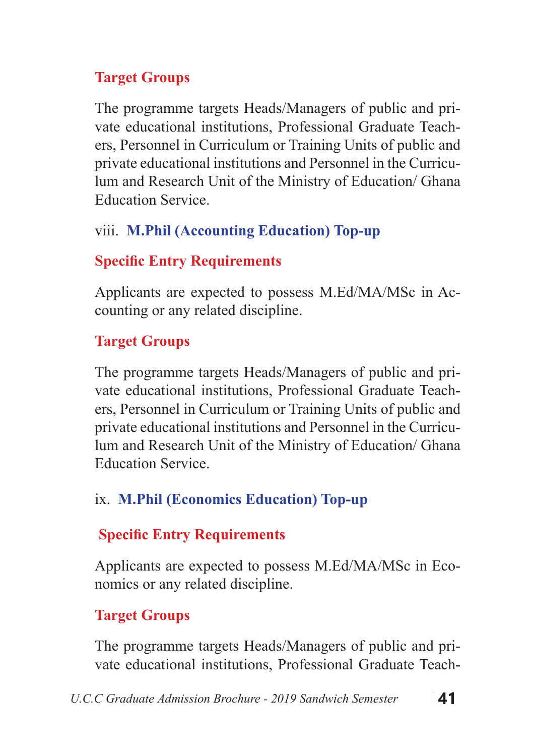#### Target Groups

The programme targets Heads/Managers of public and private educational institutions, Professional Graduate Teachers, Personnel in Curriculum or Training Units of public and private educational institutions and Personnel in the Curriculum and Research Unit of the Ministry of Education/ Ghana Education Service.

### viii. M.Phil (Accounting Education) Top-up

#### Specific Entry Requirements

Applicants are expected to possess M.Ed/MA/MSc in Accounting or any related discipline.

#### Target Groups

The programme targets Heads/Managers of public and private educational institutions, Professional Graduate Teachers, Personnel in Curriculum or Training Units of public and private educational institutions and Personnel in the Curriculum and Research Unit of the Ministry of Education/ Ghana Education Service.

### ix. M.Phil (Economics Education) Top-up

#### Specific Entry Requirements

Applicants are expected to possess M.Ed/MA/MSc in Economics or any related discipline.

#### Target Groups

The programme targets Heads/Managers of public and private educational institutions, Professional Graduate Teach-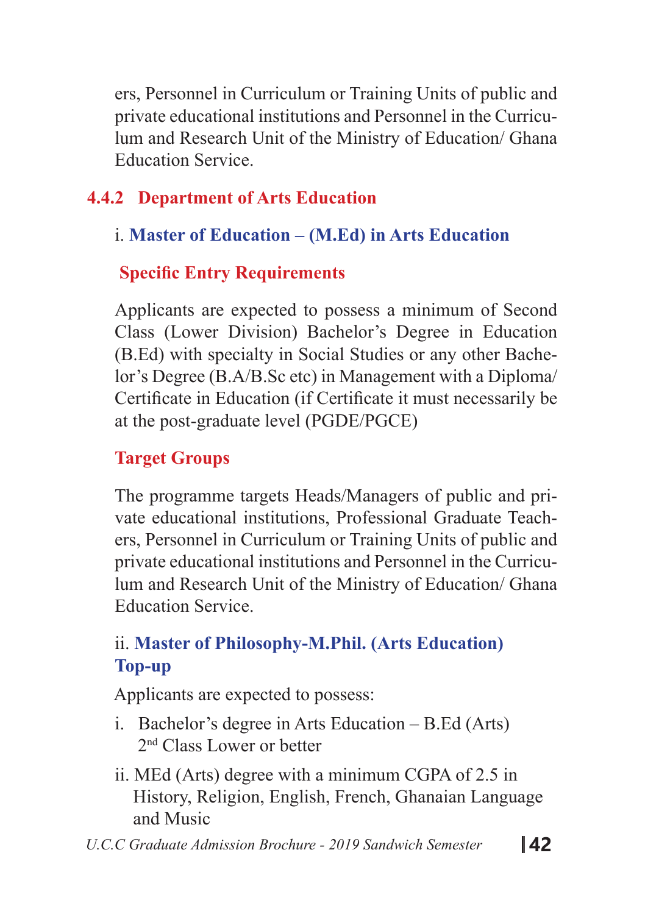ers, Personnel in Curriculum or Training Units of public and private educational institutions and Personnel in the Curriculum and Research Unit of the Ministry of Education/ Ghana Education Service.

### 4.4.2 Department of Arts Education

#### i. Master of Education – (M.Ed) in Arts Education

**Specific Entry Requirements**

Applicants are expected to possess a minimum of Second Class (Lower Division) Bachelor's Degree in Education (B.Ed) with specialty in Social Studies or any other Bachelor's Degree (B.A/B.Sc etc) in Management with a Diploma/ Certificate in Education (if Certificate it must necessarily be at the post-graduate level (PGDE/PGCE)

**Target Groups**

The programme targets Heads/Managers of public and private educational institutions, Professional Graduate Teachers, Personnel in Curriculum or Training Units of public and private educational institutions and Personnel in the Curriculum and Research Unit of the Ministry of Education/ Ghana Education Service.

#### ii. Master of Philosophy-M.Phil. (Arts Education) Top-up

Applicants are expected to possess:

i. Bachelor's degree in Arts Education – B.Ed (Arts) 2nd Class Lower or better

ii. MEd (Arts) degree with a minimum CGPA of 2.5 in History, Religion, English, French, Ghanaian Language and Music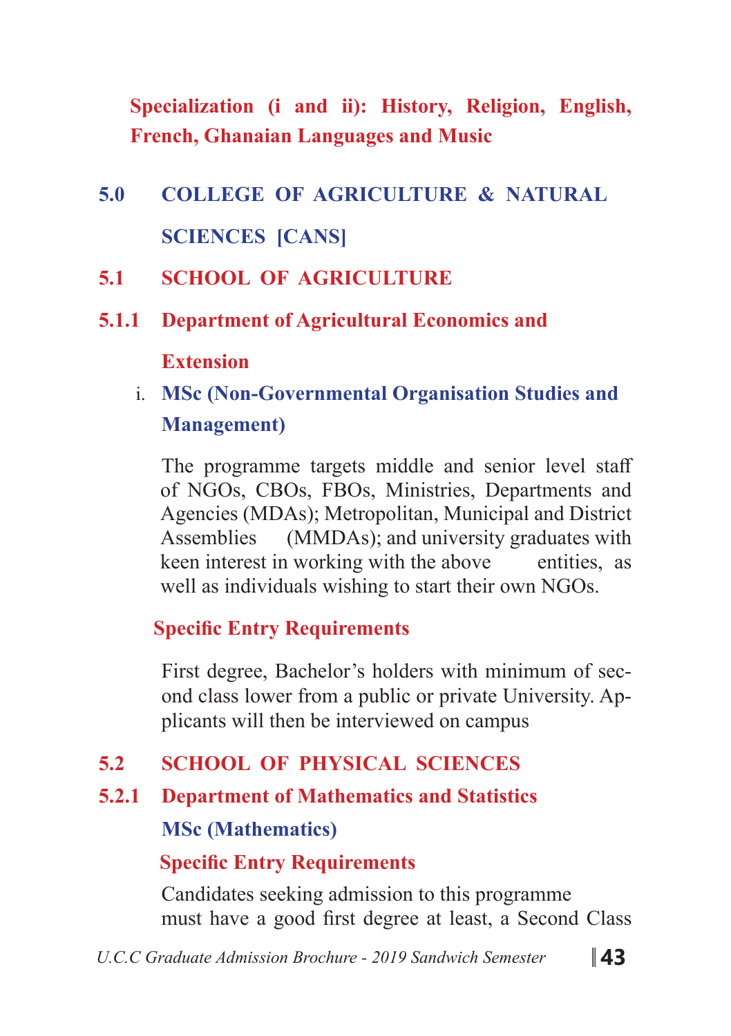**Specialization (i and ii): History, Religion, English, French, Ghanaian Languages and Music**

# 5.0 COLLEGE OF AGRICULTURE & NATURAL SCIENCES [CANS]

## 5.1 SCHOOL OF AGRICULTURE

### 5.1.1 Department of Agricultural Economics and Extension

i. **MSc (Non-Governmental Organisation Studies and Management)**

The programme targets middle and senior level staff of NGOs, CBOs, FBOs, Ministries, Departments and Agencies (MDAs); Metropolitan, Municipal and District Assemblies (MMDAs); and university graduates with keen interest in working with the above entities, as well as individuals wishing to start their own NGOs.

**Specific Entry Requirements**

First degree, Bachelor's holders with minimum of second class lower from a public or private University. Applicants will then be interviewed on campus

## 5.2 SCHOOL OF PHYSICAL SCIENCES

### 5.2.1 Department of Mathematics and Statistics

**MSc (Mathematics)**

**Specific Entry Requirements**

Candidates seeking admission to this programme must have a good first degree at least, a Second Class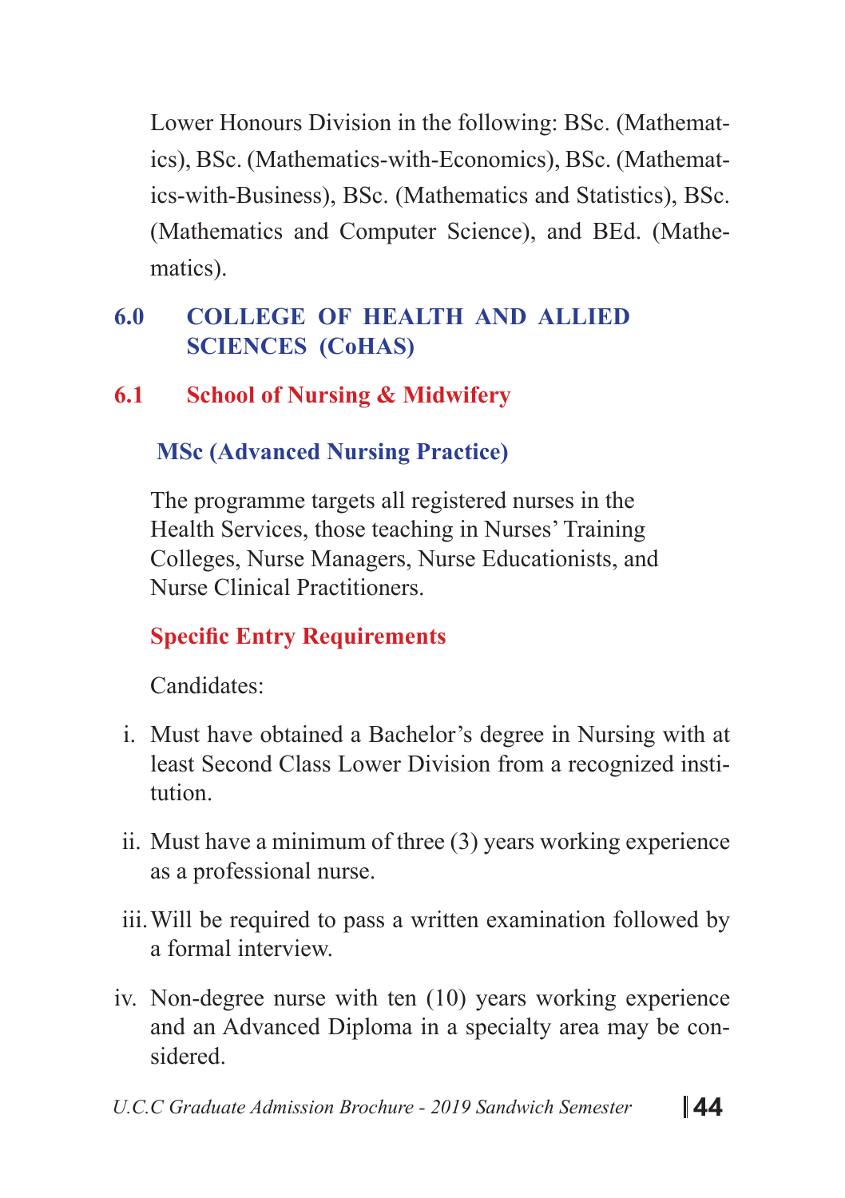Lower Honours Division in the following: BSc. (Mathematics), BSc. (Mathematics-with-Economics), BSc. (Mathematics-with-Business), BSc. (Mathematics and Statistics), BSc. (Mathematics and Computer Science), and BEd. (Mathematics).

## 6.0 COLLEGE OF HEALTH AND ALLIED SCIENCES (CoHAS)

### 6.1 School of Nursing & Midwifery

#### MSc (Advanced Nursing Practice)

The programme targets all registered nurses in the Health Services, those teaching in Nurses' Training Colleges, Nurse Managers, Nurse Educationists, and Nurse Clinical Practitioners.

**Specific Entry Requirements**

Candidates:

i. Must have obtained a Bachelor's degree in Nursing with at least Second Class Lower Division from a recognized institution.

ii. Must have a minimum of three (3) years working experience as a professional nurse.

iii. Will be required to pass a written examination followed by a formal interview.

iv. Non-degree nurse with ten (10) years working experience and an Advanced Diploma in a specialty area may be considered.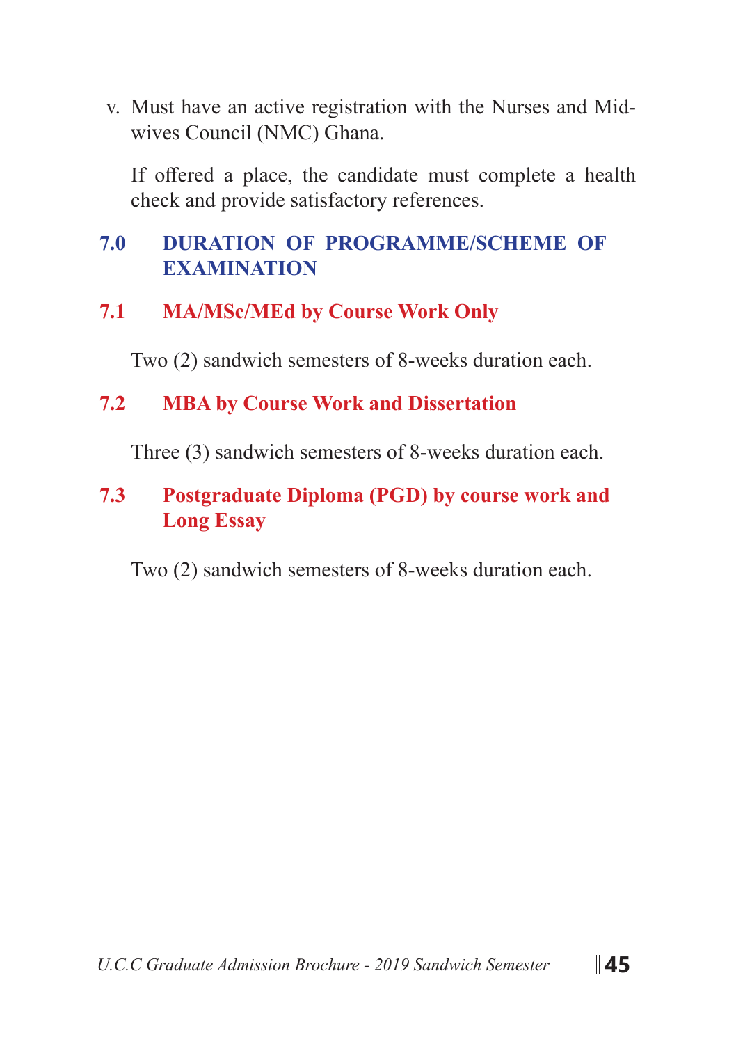v. Must have an active registration with the Nurses and Midwives Council (NMC) Ghana.

If offered a place, the candidate must complete a health check and provide satisfactory references.

## 7.0 DURATION OF PROGRAMME/SCHEME OF EXAMINATION

### 7.1 MA/MSc/MEd by Course Work Only

Two (2) sandwich semesters of 8-weeks duration each.

### 7.2 MBA by Course Work and Dissertation

Three (3) sandwich semesters of 8-weeks duration each.

### 7.3 Postgraduate Diploma (PGD) by course work and Long Essay

Two (2) sandwich semesters of 8-weeks duration each.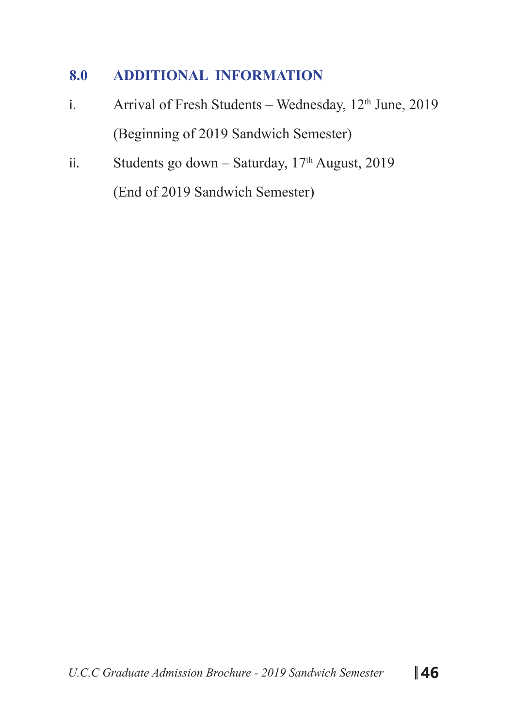## 8.0 ADDITIONAL INFORMATION

i. Arrival of Fresh Students – Wednesday, 12th June, 2019
(Beginning of 2019 Sandwich Semester)

ii. Students go down – Saturday, 17th August, 2019
(End of 2019 Sandwich Semester)